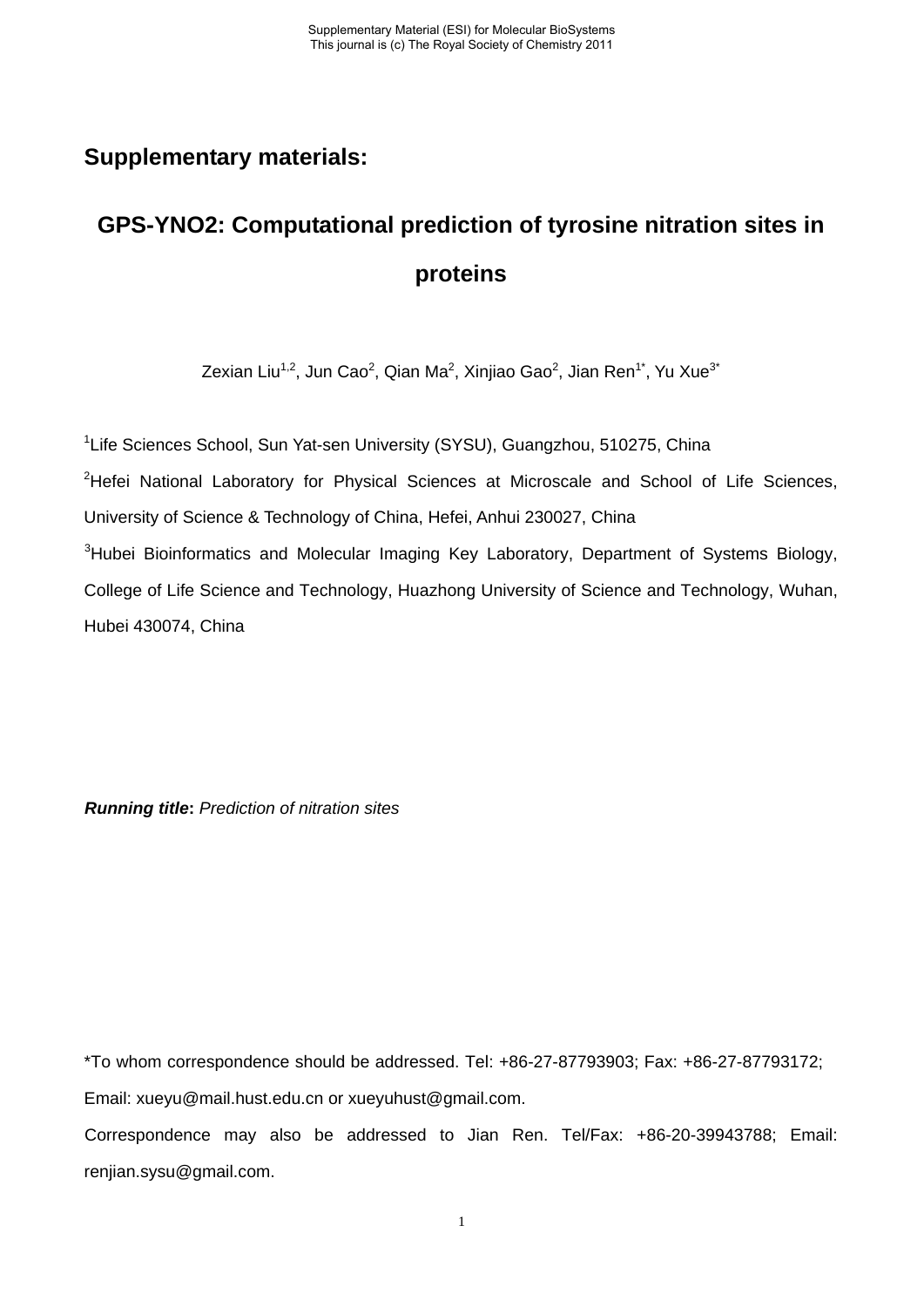## Supplementary materials:

# GPS-YNO2: Computational prediction of tyrosine nitration sites in proteins

Zexian Liu[1,2], Jun Cao[2], Qian Ma[2], Xinjiao Gao[2], Jian Ren[1*], Yu Xue[3*]

[1]Life Sciences School, Sun Yat-sen University (SYSU), Guangzhou, 510275, China

[2]Hefei National Laboratory for Physical Sciences at Microscale and School of Life Sciences, University of Science & Technology of China, Hefei, Anhui 230027, China

[3]Hubei Bioinformatics and Molecular Imaging Key Laboratory, Department of Systems Biology, College of Life Science and Technology, Huazhong University of Science and Technology, Wuhan, Hubei 430074, China

***Running title*****:** *Prediction of nitration sites*

*To whom correspondence should be addressed. Tel: +86-27-87793903; Fax: +86-27-87793172; Email: xueyu@mail.hust.edu.cn or xueyuhust@gmail.com.

Correspondence may also be addressed to Jian Ren. Tel/Fax: +86-20-39943788; Email: renjian.sysu@gmail.com.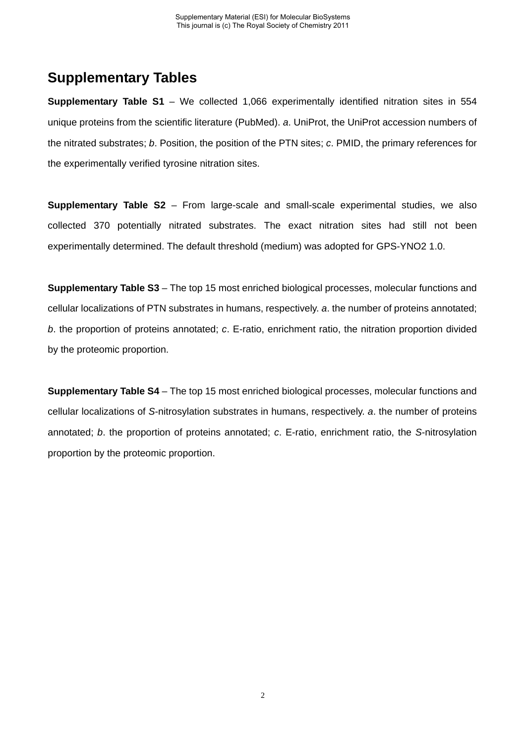## Supplementary Tables

**Supplementary Table S1** – We collected 1,066 experimentally identified nitration sites in 554 unique proteins from the scientific literature (PubMed). *a*. UniProt, the UniProt accession numbers of the nitrated substrates; *b*. Position, the position of the PTN sites; *c*. PMID, the primary references for the experimentally verified tyrosine nitration sites.

**Supplementary Table S2** – From large-scale and small-scale experimental studies, we also collected 370 potentially nitrated substrates. The exact nitration sites had still not been experimentally determined. The default threshold (medium) was adopted for GPS-YNO2 1.0.

**Supplementary Table S3** – The top 15 most enriched biological processes, molecular functions and cellular localizations of PTN substrates in humans, respectively. *a*. the number of proteins annotated; *b*. the proportion of proteins annotated; *c*. E-ratio, enrichment ratio, the nitration proportion divided by the proteomic proportion.

**Supplementary Table S4** – The top 15 most enriched biological processes, molecular functions and cellular localizations of *S*-nitrosylation substrates in humans, respectively. *a*. the number of proteins annotated; *b*. the proportion of proteins annotated; *c*. E-ratio, enrichment ratio, the *S*-nitrosylation proportion by the proteomic proportion.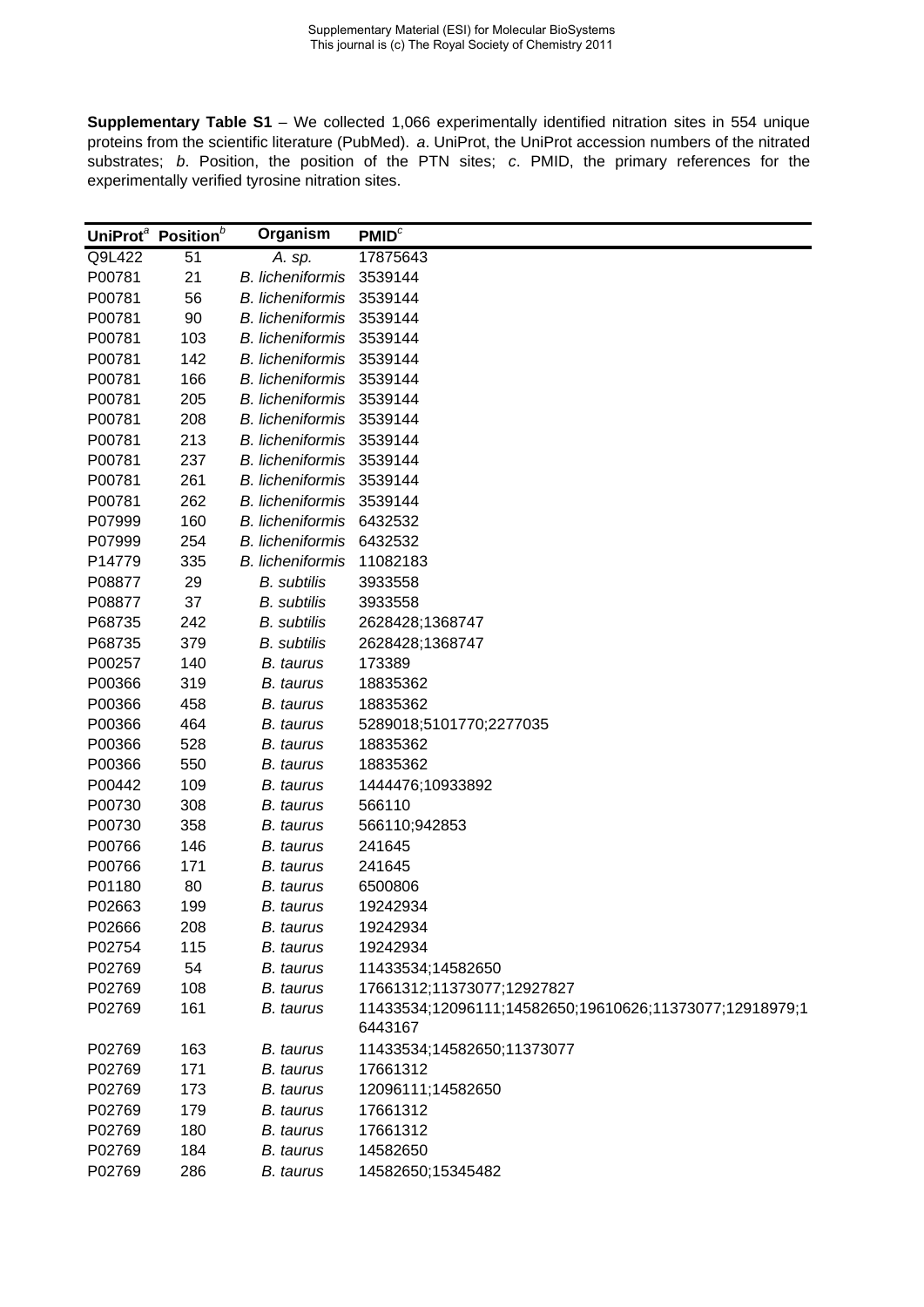**Supplementary Table S1** – We collected 1,066 experimentally identified nitration sites in 554 unique proteins from the scientific literature (PubMed). *a*. UniProt, the UniProt accession numbers of the nitrated substrates; *b*. Position, the position of the PTN sites; *c*. PMID, the primary references for the experimentally verified tyrosine nitration sites.

| UniProt[a] | Position[b] | Organism | PMID[c] |
|---|---|---|---|
| Q9L422 | 51 | *A. sp.* | 17875643 |
| P00781 | 21 | *B. licheniformis* | 3539144 |
| P00781 | 56 | *B. licheniformis* | 3539144 |
| P00781 | 90 | *B. licheniformis* | 3539144 |
| P00781 | 103 | *B. licheniformis* | 3539144 |
| P00781 | 142 | *B. licheniformis* | 3539144 |
| P00781 | 166 | *B. licheniformis* | 3539144 |
| P00781 | 205 | *B. licheniformis* | 3539144 |
| P00781 | 208 | *B. licheniformis* | 3539144 |
| P00781 | 213 | *B. licheniformis* | 3539144 |
| P00781 | 237 | *B. licheniformis* | 3539144 |
| P00781 | 261 | *B. licheniformis* | 3539144 |
| P00781 | 262 | *B. licheniformis* | 3539144 |
| P07999 | 160 | *B. licheniformis* | 6432532 |
| P07999 | 254 | *B. licheniformis* | 6432532 |
| P14779 | 335 | *B. licheniformis* | 11082183 |
| P08877 | 29 | *B. subtilis* | 3933558 |
| P08877 | 37 | *B. subtilis* | 3933558 |
| P68735 | 242 | *B. subtilis* | 2628428;1368747 |
| P68735 | 379 | *B. subtilis* | 2628428;1368747 |
| P00257 | 140 | *B. taurus* | 173389 |
| P00366 | 319 | *B. taurus* | 18835362 |
| P00366 | 458 | *B. taurus* | 18835362 |
| P00366 | 464 | *B. taurus* | 5289018;5101770;2277035 |
| P00366 | 528 | *B. taurus* | 18835362 |
| P00366 | 550 | *B. taurus* | 18835362 |
| P00442 | 109 | *B. taurus* | 1444476;10933892 |
| P00730 | 308 | *B. taurus* | 566110 |
| P00730 | 358 | *B. taurus* | 566110;942853 |
| P00766 | 146 | *B. taurus* | 241645 |
| P00766 | 171 | *B. taurus* | 241645 |
| P01180 | 80 | *B. taurus* | 6500806 |
| P02663 | 199 | *B. taurus* | 19242934 |
| P02666 | 208 | *B. taurus* | 19242934 |
| P02754 | 115 | *B. taurus* | 19242934 |
| P02769 | 54 | *B. taurus* | 11433534;14582650 |
| P02769 | 108 | *B. taurus* | 17661312;11373077;12927827 |
| P02769 | 161 | *B. taurus* | 11433534;12096111;14582650;19610626;11373077;12918979;16443167 |
| P02769 | 163 | *B. taurus* | 11433534;14582650;11373077 |
| P02769 | 171 | *B. taurus* | 17661312 |
| P02769 | 173 | *B. taurus* | 12096111;14582650 |
| P02769 | 179 | *B. taurus* | 17661312 |
| P02769 | 180 | *B. taurus* | 17661312 |
| P02769 | 184 | *B. taurus* | 14582650 |
| P02769 | 286 | *B. taurus* | 14582650;15345482 |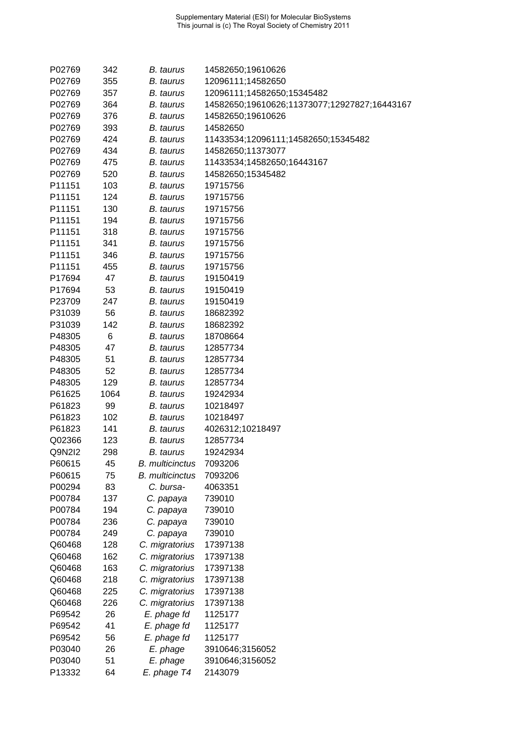| | | | |
|---|---|---|---|
| P02769 | 342 | *B. taurus* | 14582650;19610626 |
| P02769 | 355 | *B. taurus* | 12096111;14582650 |
| P02769 | 357 | *B. taurus* | 12096111;14582650;15345482 |
| P02769 | 364 | *B. taurus* | 14582650;19610626;11373077;12927827;16443167 |
| P02769 | 376 | *B. taurus* | 14582650;19610626 |
| P02769 | 393 | *B. taurus* | 14582650 |
| P02769 | 424 | *B. taurus* | 11433534;12096111;14582650;15345482 |
| P02769 | 434 | *B. taurus* | 14582650;11373077 |
| P02769 | 475 | *B. taurus* | 11433534;14582650;16443167 |
| P02769 | 520 | *B. taurus* | 14582650;15345482 |
| P11151 | 103 | *B. taurus* | 19715756 |
| P11151 | 124 | *B. taurus* | 19715756 |
| P11151 | 130 | *B. taurus* | 19715756 |
| P11151 | 194 | *B. taurus* | 19715756 |
| P11151 | 318 | *B. taurus* | 19715756 |
| P11151 | 341 | *B. taurus* | 19715756 |
| P11151 | 346 | *B. taurus* | 19715756 |
| P11151 | 455 | *B. taurus* | 19715756 |
| P17694 | 47 | *B. taurus* | 19150419 |
| P17694 | 53 | *B. taurus* | 19150419 |
| P23709 | 247 | *B. taurus* | 19150419 |
| P31039 | 56 | *B. taurus* | 18682392 |
| P31039 | 142 | *B. taurus* | 18682392 |
| P48305 | 6 | *B. taurus* | 18708664 |
| P48305 | 47 | *B. taurus* | 12857734 |
| P48305 | 51 | *B. taurus* | 12857734 |
| P48305 | 52 | *B. taurus* | 12857734 |
| P48305 | 129 | *B. taurus* | 12857734 |
| P61625 | 1064 | *B. taurus* | 19242934 |
| P61823 | 99 | *B. taurus* | 10218497 |
| P61823 | 102 | *B. taurus* | 10218497 |
| P61823 | 141 | *B. taurus* | 4026312;10218497 |
| Q02366 | 123 | *B. taurus* | 12857734 |
| Q9N2I2 | 298 | *B. taurus* | 19242934 |
| P60615 | 45 | *B. multicinctus* | 7093206 |
| P60615 | 75 | *B. multicinctus* | 7093206 |
| P00294 | 83 | *C. bursa-* | 4063351 |
| P00784 | 137 | *C. papaya* | 739010 |
| P00784 | 194 | *C. papaya* | 739010 |
| P00784 | 236 | *C. papaya* | 739010 |
| P00784 | 249 | *C. papaya* | 739010 |
| Q60468 | 128 | *C. migratorius* | 17397138 |
| Q60468 | 162 | *C. migratorius* | 17397138 |
| Q60468 | 163 | *C. migratorius* | 17397138 |
| Q60468 | 218 | *C. migratorius* | 17397138 |
| Q60468 | 225 | *C. migratorius* | 17397138 |
| Q60468 | 226 | *C. migratorius* | 17397138 |
| P69542 | 26 | *E. phage fd* | 1125177 |
| P69542 | 41 | *E. phage fd* | 1125177 |
| P69542 | 56 | *E. phage fd* | 1125177 |
| P03040 | 26 | *E. phage* | 3910646;3156052 |
| P03040 | 51 | *E. phage* | 3910646;3156052 |
| P13332 | 64 | *E. phage T4* | 2143079 |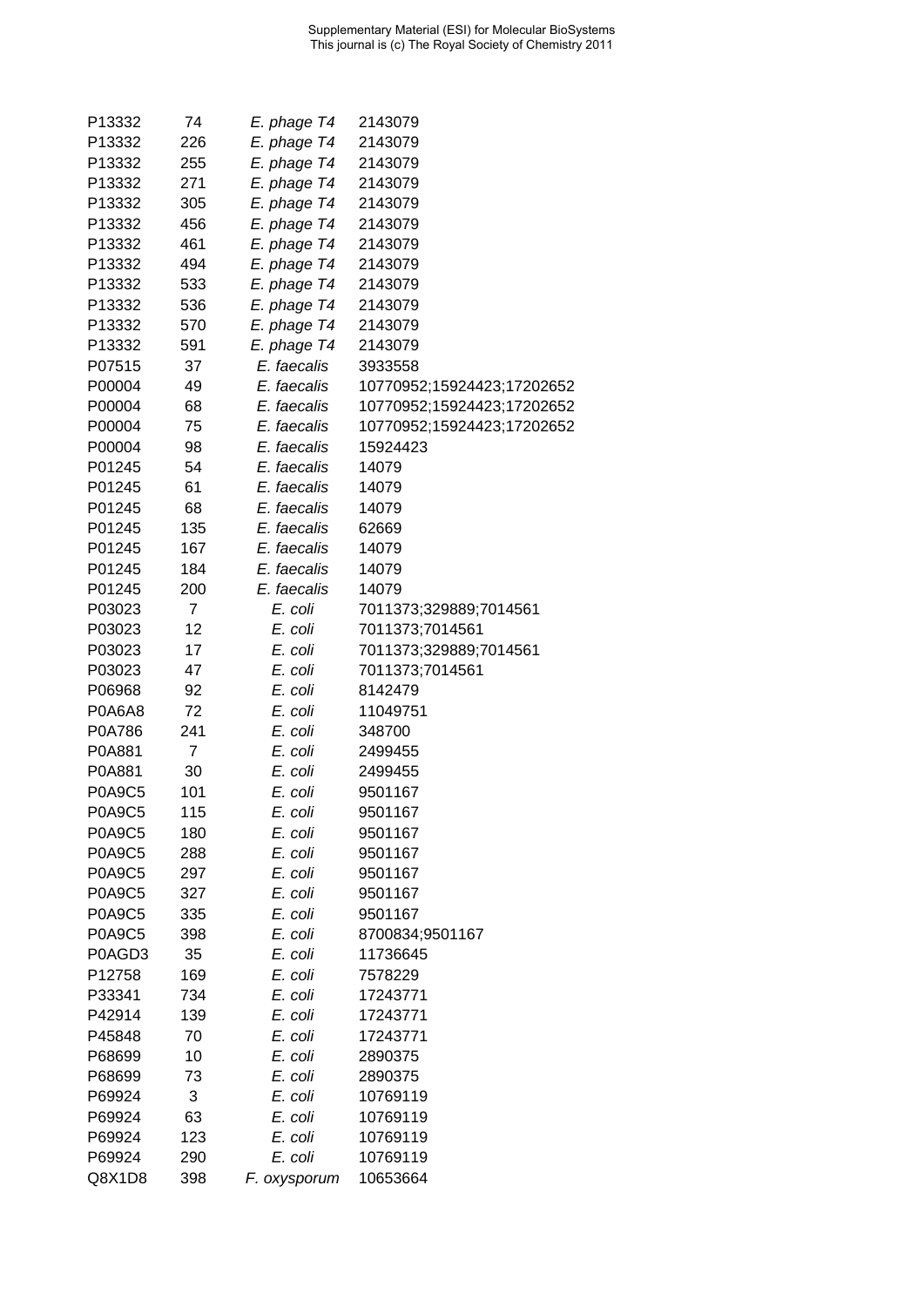| | | | |
|---|---|---|---|
| P13332 | 74 | *E. phage T4* | 2143079 |
| P13332 | 226 | *E. phage T4* | 2143079 |
| P13332 | 255 | *E. phage T4* | 2143079 |
| P13332 | 271 | *E. phage T4* | 2143079 |
| P13332 | 305 | *E. phage T4* | 2143079 |
| P13332 | 456 | *E. phage T4* | 2143079 |
| P13332 | 461 | *E. phage T4* | 2143079 |
| P13332 | 494 | *E. phage T4* | 2143079 |
| P13332 | 533 | *E. phage T4* | 2143079 |
| P13332 | 536 | *E. phage T4* | 2143079 |
| P13332 | 570 | *E. phage T4* | 2143079 |
| P13332 | 591 | *E. phage T4* | 2143079 |
| P07515 | 37 | *E. faecalis* | 3933558 |
| P00004 | 49 | *E. faecalis* | 10770952;15924423;17202652 |
| P00004 | 68 | *E. faecalis* | 10770952;15924423;17202652 |
| P00004 | 75 | *E. faecalis* | 10770952;15924423;17202652 |
| P00004 | 98 | *E. faecalis* | 15924423 |
| P01245 | 54 | *E. faecalis* | 14079 |
| P01245 | 61 | *E. faecalis* | 14079 |
| P01245 | 68 | *E. faecalis* | 14079 |
| P01245 | 135 | *E. faecalis* | 62669 |
| P01245 | 167 | *E. faecalis* | 14079 |
| P01245 | 184 | *E. faecalis* | 14079 |
| P01245 | 200 | *E. faecalis* | 14079 |
| P03023 | 7 | *E. coli* | 7011373;329889;7014561 |
| P03023 | 12 | *E. coli* | 7011373;7014561 |
| P03023 | 17 | *E. coli* | 7011373;329889;7014561 |
| P03023 | 47 | *E. coli* | 7011373;7014561 |
| P06968 | 92 | *E. coli* | 8142479 |
| P0A6A8 | 72 | *E. coli* | 11049751 |
| P0A786 | 241 | *E. coli* | 348700 |
| P0A881 | 7 | *E. coli* | 2499455 |
| P0A881 | 30 | *E. coli* | 2499455 |
| P0A9C5 | 101 | *E. coli* | 9501167 |
| P0A9C5 | 115 | *E. coli* | 9501167 |
| P0A9C5 | 180 | *E. coli* | 9501167 |
| P0A9C5 | 288 | *E. coli* | 9501167 |
| P0A9C5 | 297 | *E. coli* | 9501167 |
| P0A9C5 | 327 | *E. coli* | 9501167 |
| P0A9C5 | 335 | *E. coli* | 9501167 |
| P0A9C5 | 398 | *E. coli* | 8700834;9501167 |
| P0AGD3 | 35 | *E. coli* | 11736645 |
| P12758 | 169 | *E. coli* | 7578229 |
| P33341 | 734 | *E. coli* | 17243771 |
| P42914 | 139 | *E. coli* | 17243771 |
| P45848 | 70 | *E. coli* | 17243771 |
| P68699 | 10 | *E. coli* | 2890375 |
| P68699 | 73 | *E. coli* | 2890375 |
| P69924 | 3 | *E. coli* | 10769119 |
| P69924 | 63 | *E. coli* | 10769119 |
| P69924 | 123 | *E. coli* | 10769119 |
| P69924 | 290 | *E. coli* | 10769119 |
| Q8X1D8 | 398 | *F. oxysporum* | 10653664 |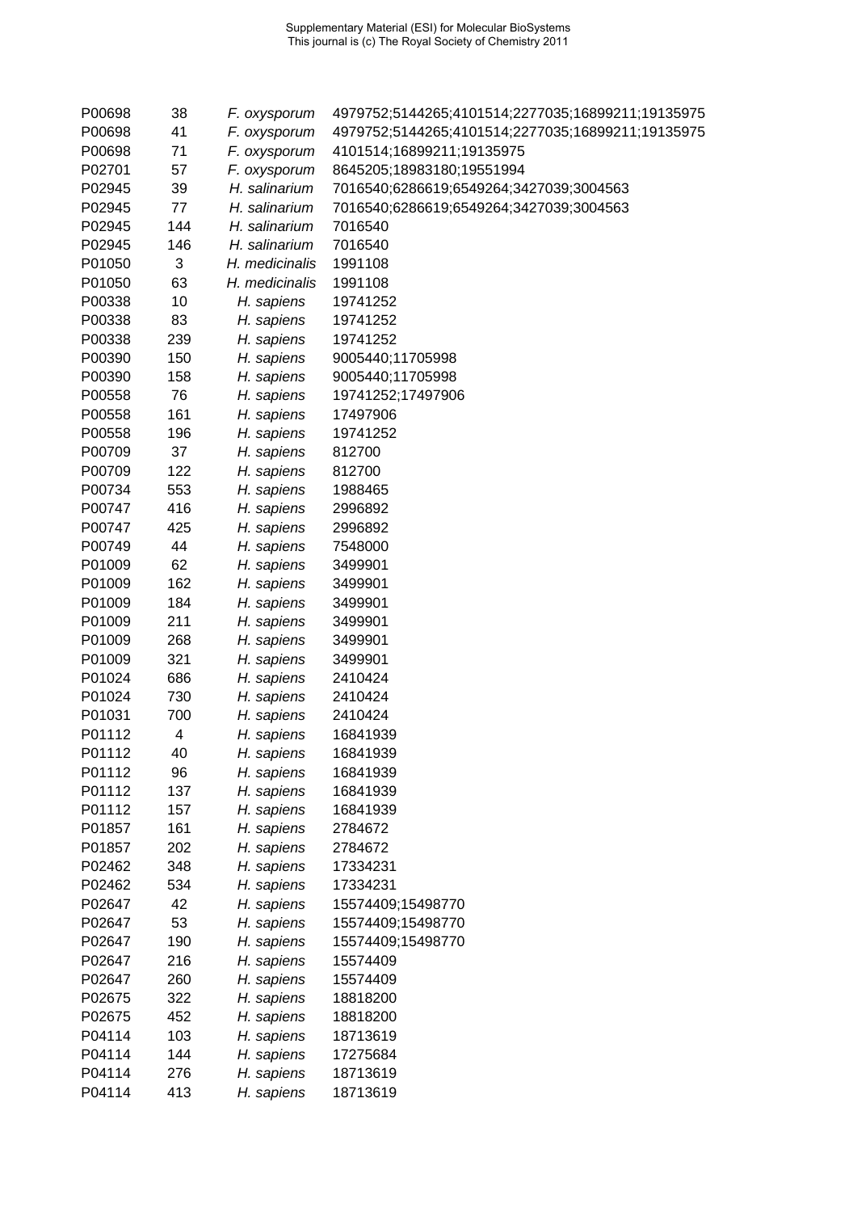| | | | |
|---|---|---|---|
| P00698 | 38 | *F. oxysporum* | 4979752;5144265;4101514;2277035;16899211;19135975 |
| P00698 | 41 | *F. oxysporum* | 4979752;5144265;4101514;2277035;16899211;19135975 |
| P00698 | 71 | *F. oxysporum* | 4101514;16899211;19135975 |
| P02701 | 57 | *F. oxysporum* | 8645205;18983180;19551994 |
| P02945 | 39 | *H. salinarium* | 7016540;6286619;6549264;3427039;3004563 |
| P02945 | 77 | *H. salinarium* | 7016540;6286619;6549264;3427039;3004563 |
| P02945 | 144 | *H. salinarium* | 7016540 |
| P02945 | 146 | *H. salinarium* | 7016540 |
| P01050 | 3 | *H. medicinalis* | 1991108 |
| P01050 | 63 | *H. medicinalis* | 1991108 |
| P00338 | 10 | *H. sapiens* | 19741252 |
| P00338 | 83 | *H. sapiens* | 19741252 |
| P00338 | 239 | *H. sapiens* | 19741252 |
| P00390 | 150 | *H. sapiens* | 9005440;11705998 |
| P00390 | 158 | *H. sapiens* | 9005440;11705998 |
| P00558 | 76 | *H. sapiens* | 19741252;17497906 |
| P00558 | 161 | *H. sapiens* | 17497906 |
| P00558 | 196 | *H. sapiens* | 19741252 |
| P00709 | 37 | *H. sapiens* | 812700 |
| P00709 | 122 | *H. sapiens* | 812700 |
| P00734 | 553 | *H. sapiens* | 1988465 |
| P00747 | 416 | *H. sapiens* | 2996892 |
| P00747 | 425 | *H. sapiens* | 2996892 |
| P00749 | 44 | *H. sapiens* | 7548000 |
| P01009 | 62 | *H. sapiens* | 3499901 |
| P01009 | 162 | *H. sapiens* | 3499901 |
| P01009 | 184 | *H. sapiens* | 3499901 |
| P01009 | 211 | *H. sapiens* | 3499901 |
| P01009 | 268 | *H. sapiens* | 3499901 |
| P01009 | 321 | *H. sapiens* | 3499901 |
| P01024 | 686 | *H. sapiens* | 2410424 |
| P01024 | 730 | *H. sapiens* | 2410424 |
| P01031 | 700 | *H. sapiens* | 2410424 |
| P01112 | 4 | *H. sapiens* | 16841939 |
| P01112 | 40 | *H. sapiens* | 16841939 |
| P01112 | 96 | *H. sapiens* | 16841939 |
| P01112 | 137 | *H. sapiens* | 16841939 |
| P01112 | 157 | *H. sapiens* | 16841939 |
| P01857 | 161 | *H. sapiens* | 2784672 |
| P01857 | 202 | *H. sapiens* | 2784672 |
| P02462 | 348 | *H. sapiens* | 17334231 |
| P02462 | 534 | *H. sapiens* | 17334231 |
| P02647 | 42 | *H. sapiens* | 15574409;15498770 |
| P02647 | 53 | *H. sapiens* | 15574409;15498770 |
| P02647 | 190 | *H. sapiens* | 15574409;15498770 |
| P02647 | 216 | *H. sapiens* | 15574409 |
| P02647 | 260 | *H. sapiens* | 15574409 |
| P02675 | 322 | *H. sapiens* | 18818200 |
| P02675 | 452 | *H. sapiens* | 18818200 |
| P04114 | 103 | *H. sapiens* | 18713619 |
| P04114 | 144 | *H. sapiens* | 17275684 |
| P04114 | 276 | *H. sapiens* | 18713619 |
| P04114 | 413 | *H. sapiens* | 18713619 |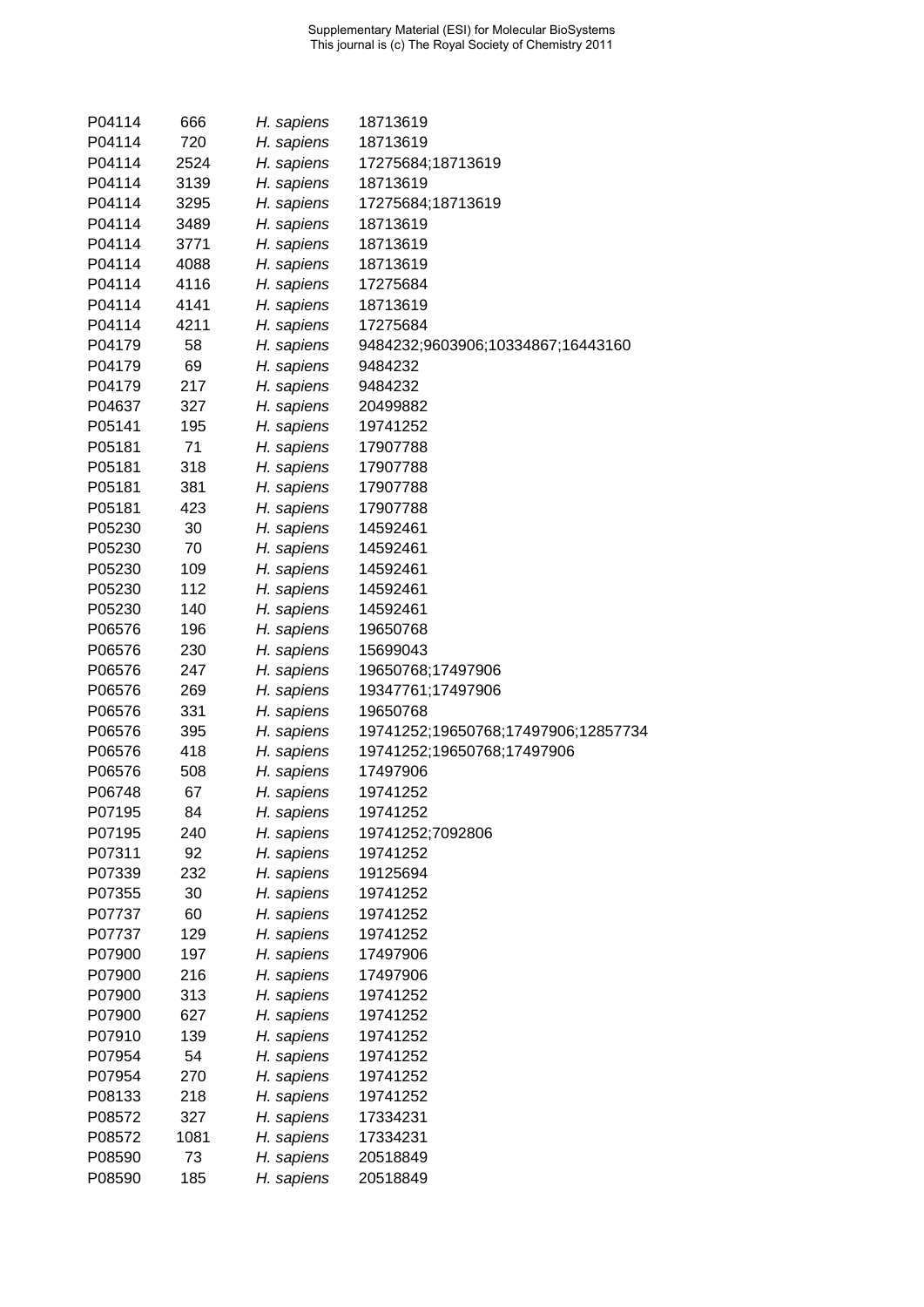| | | | |
|---|---|---|---|
| P04114 | 666 | *H. sapiens* | 18713619 |
| P04114 | 720 | *H. sapiens* | 18713619 |
| P04114 | 2524 | *H. sapiens* | 17275684;18713619 |
| P04114 | 3139 | *H. sapiens* | 18713619 |
| P04114 | 3295 | *H. sapiens* | 17275684;18713619 |
| P04114 | 3489 | *H. sapiens* | 18713619 |
| P04114 | 3771 | *H. sapiens* | 18713619 |
| P04114 | 4088 | *H. sapiens* | 18713619 |
| P04114 | 4116 | *H. sapiens* | 17275684 |
| P04114 | 4141 | *H. sapiens* | 18713619 |
| P04114 | 4211 | *H. sapiens* | 17275684 |
| P04179 | 58 | *H. sapiens* | 9484232;9603906;10334867;16443160 |
| P04179 | 69 | *H. sapiens* | 9484232 |
| P04179 | 217 | *H. sapiens* | 9484232 |
| P04637 | 327 | *H. sapiens* | 20499882 |
| P05141 | 195 | *H. sapiens* | 19741252 |
| P05181 | 71 | *H. sapiens* | 17907788 |
| P05181 | 318 | *H. sapiens* | 17907788 |
| P05181 | 381 | *H. sapiens* | 17907788 |
| P05181 | 423 | *H. sapiens* | 17907788 |
| P05230 | 30 | *H. sapiens* | 14592461 |
| P05230 | 70 | *H. sapiens* | 14592461 |
| P05230 | 109 | *H. sapiens* | 14592461 |
| P05230 | 112 | *H. sapiens* | 14592461 |
| P05230 | 140 | *H. sapiens* | 14592461 |
| P06576 | 196 | *H. sapiens* | 19650768 |
| P06576 | 230 | *H. sapiens* | 15699043 |
| P06576 | 247 | *H. sapiens* | 19650768;17497906 |
| P06576 | 269 | *H. sapiens* | 19347761;17497906 |
| P06576 | 331 | *H. sapiens* | 19650768 |
| P06576 | 395 | *H. sapiens* | 19741252;19650768;17497906;12857734 |
| P06576 | 418 | *H. sapiens* | 19741252;19650768;17497906 |
| P06576 | 508 | *H. sapiens* | 17497906 |
| P06748 | 67 | *H. sapiens* | 19741252 |
| P07195 | 84 | *H. sapiens* | 19741252 |
| P07195 | 240 | *H. sapiens* | 19741252;7092806 |
| P07311 | 92 | *H. sapiens* | 19741252 |
| P07339 | 232 | *H. sapiens* | 19125694 |
| P07355 | 30 | *H. sapiens* | 19741252 |
| P07737 | 60 | *H. sapiens* | 19741252 |
| P07737 | 129 | *H. sapiens* | 19741252 |
| P07900 | 197 | *H. sapiens* | 17497906 |
| P07900 | 216 | *H. sapiens* | 17497906 |
| P07900 | 313 | *H. sapiens* | 19741252 |
| P07900 | 627 | *H. sapiens* | 19741252 |
| P07910 | 139 | *H. sapiens* | 19741252 |
| P07954 | 54 | *H. sapiens* | 19741252 |
| P07954 | 270 | *H. sapiens* | 19741252 |
| P08133 | 218 | *H. sapiens* | 19741252 |
| P08572 | 327 | *H. sapiens* | 17334231 |
| P08572 | 1081 | *H. sapiens* | 17334231 |
| P08590 | 73 | *H. sapiens* | 20518849 |
| P08590 | 185 | *H. sapiens* | 20518849 |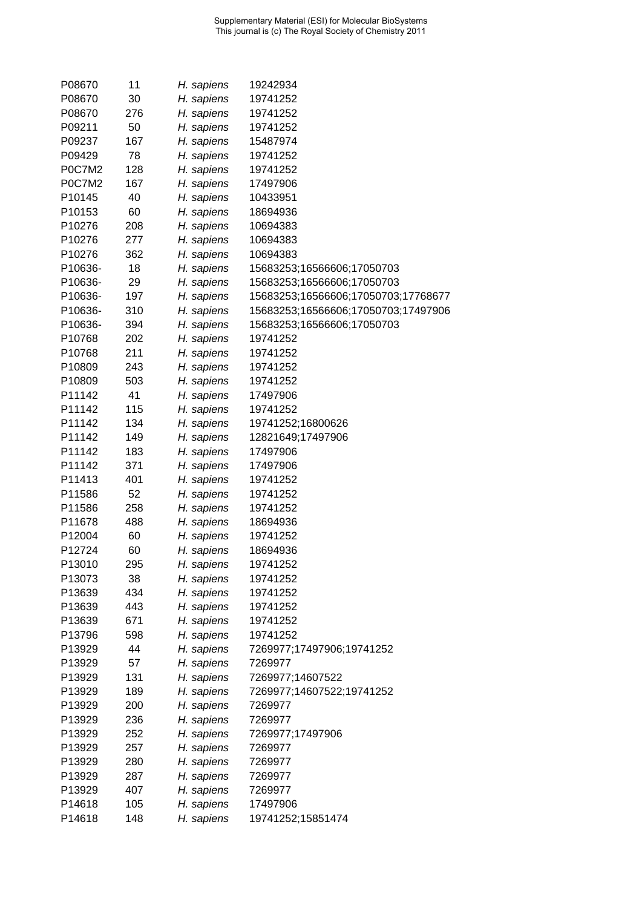| | | | |
|---|---|---|---|
| P08670 | 11 | *H. sapiens* | 19242934 |
| P08670 | 30 | *H. sapiens* | 19741252 |
| P08670 | 276 | *H. sapiens* | 19741252 |
| P09211 | 50 | *H. sapiens* | 19741252 |
| P09237 | 167 | *H. sapiens* | 15487974 |
| P09429 | 78 | *H. sapiens* | 19741252 |
| P0C7M2 | 128 | *H. sapiens* | 19741252 |
| P0C7M2 | 167 | *H. sapiens* | 17497906 |
| P10145 | 40 | *H. sapiens* | 10433951 |
| P10153 | 60 | *H. sapiens* | 18694936 |
| P10276 | 208 | *H. sapiens* | 10694383 |
| P10276 | 277 | *H. sapiens* | 10694383 |
| P10276 | 362 | *H. sapiens* | 10694383 |
| P10636- | 18 | *H. sapiens* | 15683253;16566606;17050703 |
| P10636- | 29 | *H. sapiens* | 15683253;16566606;17050703 |
| P10636- | 197 | *H. sapiens* | 15683253;16566606;17050703;17768677 |
| P10636- | 310 | *H. sapiens* | 15683253;16566606;17050703;17497906 |
| P10636- | 394 | *H. sapiens* | 15683253;16566606;17050703 |
| P10768 | 202 | *H. sapiens* | 19741252 |
| P10768 | 211 | *H. sapiens* | 19741252 |
| P10809 | 243 | *H. sapiens* | 19741252 |
| P10809 | 503 | *H. sapiens* | 19741252 |
| P11142 | 41 | *H. sapiens* | 17497906 |
| P11142 | 115 | *H. sapiens* | 19741252 |
| P11142 | 134 | *H. sapiens* | 19741252;16800626 |
| P11142 | 149 | *H. sapiens* | 12821649;17497906 |
| P11142 | 183 | *H. sapiens* | 17497906 |
| P11142 | 371 | *H. sapiens* | 17497906 |
| P11413 | 401 | *H. sapiens* | 19741252 |
| P11586 | 52 | *H. sapiens* | 19741252 |
| P11586 | 258 | *H. sapiens* | 19741252 |
| P11678 | 488 | *H. sapiens* | 18694936 |
| P12004 | 60 | *H. sapiens* | 19741252 |
| P12724 | 60 | *H. sapiens* | 18694936 |
| P13010 | 295 | *H. sapiens* | 19741252 |
| P13073 | 38 | *H. sapiens* | 19741252 |
| P13639 | 434 | *H. sapiens* | 19741252 |
| P13639 | 443 | *H. sapiens* | 19741252 |
| P13639 | 671 | *H. sapiens* | 19741252 |
| P13796 | 598 | *H. sapiens* | 19741252 |
| P13929 | 44 | *H. sapiens* | 7269977;17497906;19741252 |
| P13929 | 57 | *H. sapiens* | 7269977 |
| P13929 | 131 | *H. sapiens* | 7269977;14607522 |
| P13929 | 189 | *H. sapiens* | 7269977;14607522;19741252 |
| P13929 | 200 | *H. sapiens* | 7269977 |
| P13929 | 236 | *H. sapiens* | 7269977 |
| P13929 | 252 | *H. sapiens* | 7269977;17497906 |
| P13929 | 257 | *H. sapiens* | 7269977 |
| P13929 | 280 | *H. sapiens* | 7269977 |
| P13929 | 287 | *H. sapiens* | 7269977 |
| P13929 | 407 | *H. sapiens* | 7269977 |
| P14618 | 105 | *H. sapiens* | 17497906 |
| P14618 | 148 | *H. sapiens* | 19741252;15851474 |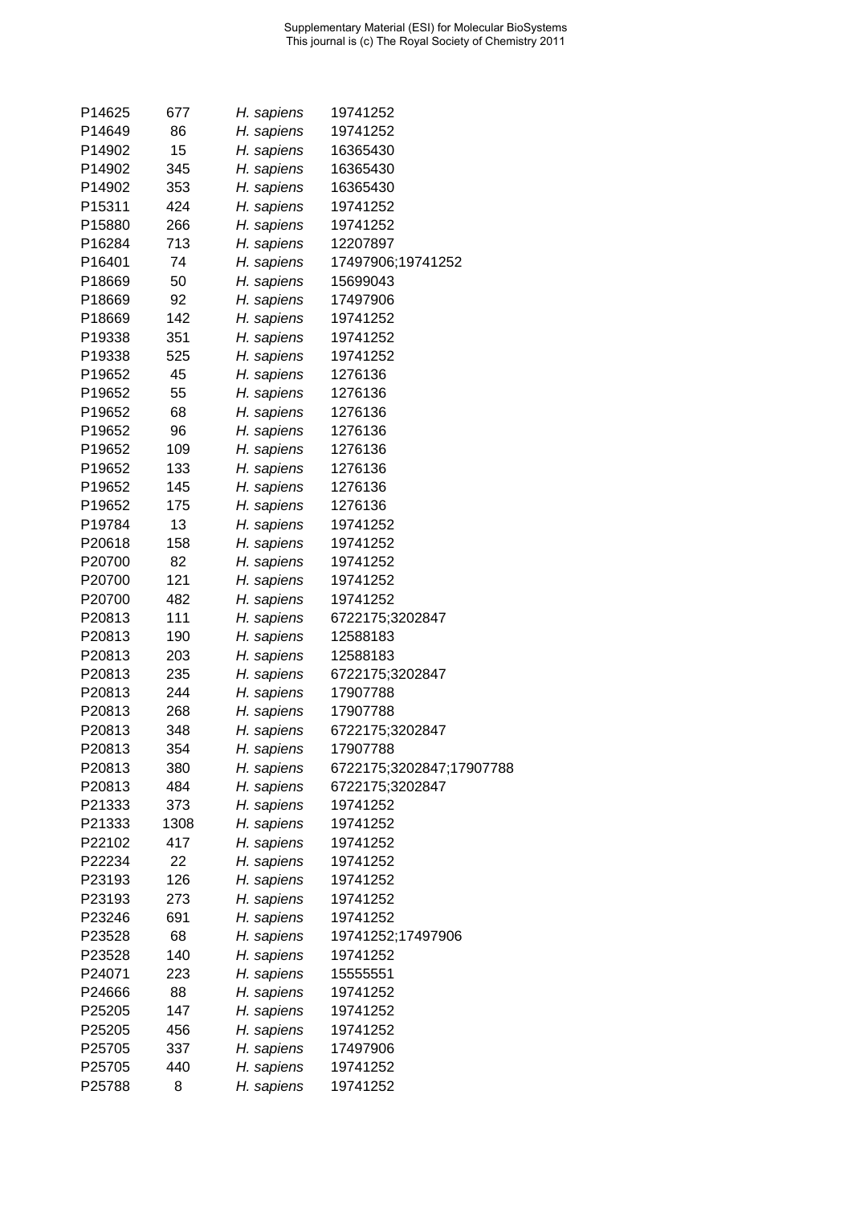| | | | |
|---|---|---|---|
| P14625 | 677 | *H. sapiens* | 19741252 |
| P14649 | 86 | *H. sapiens* | 19741252 |
| P14902 | 15 | *H. sapiens* | 16365430 |
| P14902 | 345 | *H. sapiens* | 16365430 |
| P14902 | 353 | *H. sapiens* | 16365430 |
| P15311 | 424 | *H. sapiens* | 19741252 |
| P15880 | 266 | *H. sapiens* | 19741252 |
| P16284 | 713 | *H. sapiens* | 12207897 |
| P16401 | 74 | *H. sapiens* | 17497906;19741252 |
| P18669 | 50 | *H. sapiens* | 15699043 |
| P18669 | 92 | *H. sapiens* | 17497906 |
| P18669 | 142 | *H. sapiens* | 19741252 |
| P19338 | 351 | *H. sapiens* | 19741252 |
| P19338 | 525 | *H. sapiens* | 19741252 |
| P19652 | 45 | *H. sapiens* | 1276136 |
| P19652 | 55 | *H. sapiens* | 1276136 |
| P19652 | 68 | *H. sapiens* | 1276136 |
| P19652 | 96 | *H. sapiens* | 1276136 |
| P19652 | 109 | *H. sapiens* | 1276136 |
| P19652 | 133 | *H. sapiens* | 1276136 |
| P19652 | 145 | *H. sapiens* | 1276136 |
| P19652 | 175 | *H. sapiens* | 1276136 |
| P19784 | 13 | *H. sapiens* | 19741252 |
| P20618 | 158 | *H. sapiens* | 19741252 |
| P20700 | 82 | *H. sapiens* | 19741252 |
| P20700 | 121 | *H. sapiens* | 19741252 |
| P20700 | 482 | *H. sapiens* | 19741252 |
| P20813 | 111 | *H. sapiens* | 6722175;3202847 |
| P20813 | 190 | *H. sapiens* | 12588183 |
| P20813 | 203 | *H. sapiens* | 12588183 |
| P20813 | 235 | *H. sapiens* | 6722175;3202847 |
| P20813 | 244 | *H. sapiens* | 17907788 |
| P20813 | 268 | *H. sapiens* | 17907788 |
| P20813 | 348 | *H. sapiens* | 6722175;3202847 |
| P20813 | 354 | *H. sapiens* | 17907788 |
| P20813 | 380 | *H. sapiens* | 6722175;3202847;17907788 |
| P20813 | 484 | *H. sapiens* | 6722175;3202847 |
| P21333 | 373 | *H. sapiens* | 19741252 |
| P21333 | 1308 | *H. sapiens* | 19741252 |
| P22102 | 417 | *H. sapiens* | 19741252 |
| P22234 | 22 | *H. sapiens* | 19741252 |
| P23193 | 126 | *H. sapiens* | 19741252 |
| P23193 | 273 | *H. sapiens* | 19741252 |
| P23246 | 691 | *H. sapiens* | 19741252 |
| P23528 | 68 | *H. sapiens* | 19741252;17497906 |
| P23528 | 140 | *H. sapiens* | 19741252 |
| P24071 | 223 | *H. sapiens* | 15555551 |
| P24666 | 88 | *H. sapiens* | 19741252 |
| P25205 | 147 | *H. sapiens* | 19741252 |
| P25205 | 456 | *H. sapiens* | 19741252 |
| P25705 | 337 | *H. sapiens* | 17497906 |
| P25705 | 440 | *H. sapiens* | 19741252 |
| P25788 | 8 | *H. sapiens* | 19741252 |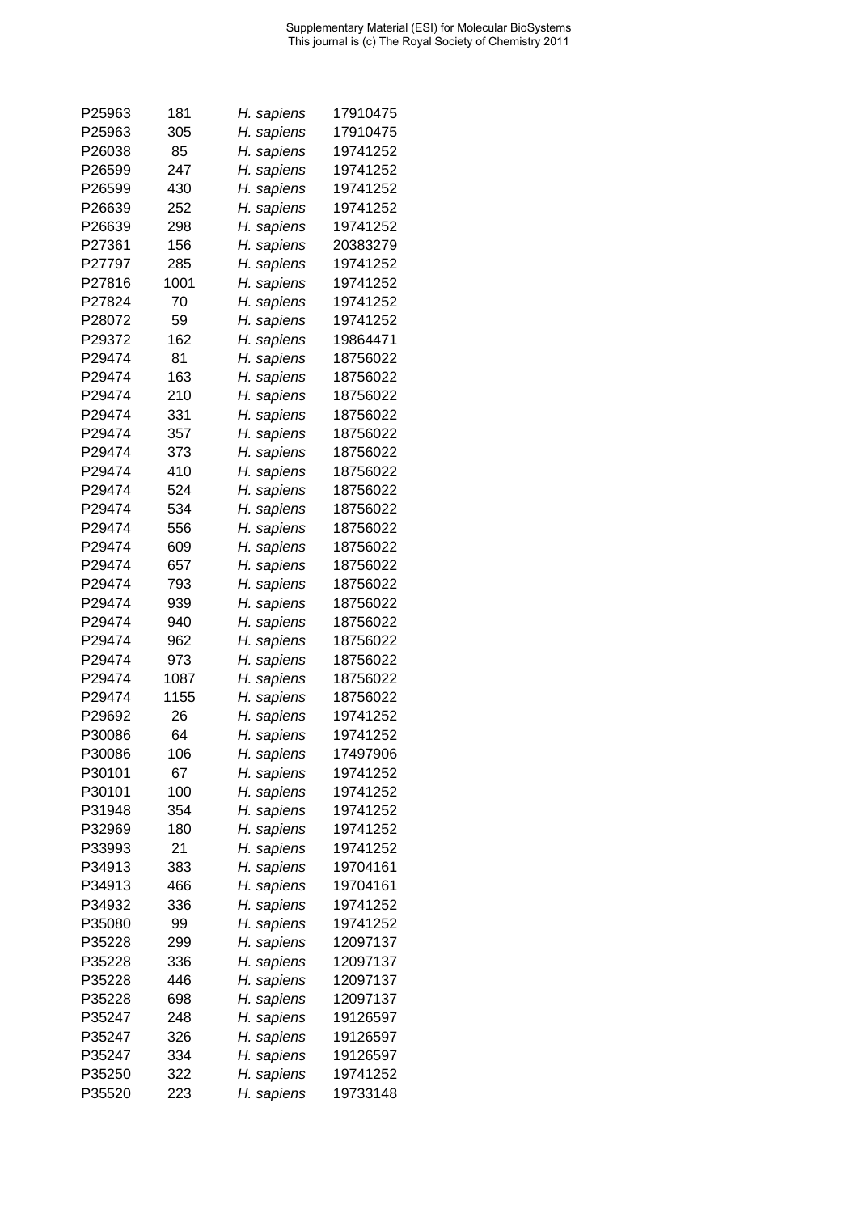| | | | |
|---|---|---|---|
| P25963 | 181 | *H. sapiens* | 17910475 |
| P25963 | 305 | *H. sapiens* | 17910475 |
| P26038 | 85 | *H. sapiens* | 19741252 |
| P26599 | 247 | *H. sapiens* | 19741252 |
| P26599 | 430 | *H. sapiens* | 19741252 |
| P26639 | 252 | *H. sapiens* | 19741252 |
| P26639 | 298 | *H. sapiens* | 19741252 |
| P27361 | 156 | *H. sapiens* | 20383279 |
| P27797 | 285 | *H. sapiens* | 19741252 |
| P27816 | 1001 | *H. sapiens* | 19741252 |
| P27824 | 70 | *H. sapiens* | 19741252 |
| P28072 | 59 | *H. sapiens* | 19741252 |
| P29372 | 162 | *H. sapiens* | 19864471 |
| P29474 | 81 | *H. sapiens* | 18756022 |
| P29474 | 163 | *H. sapiens* | 18756022 |
| P29474 | 210 | *H. sapiens* | 18756022 |
| P29474 | 331 | *H. sapiens* | 18756022 |
| P29474 | 357 | *H. sapiens* | 18756022 |
| P29474 | 373 | *H. sapiens* | 18756022 |
| P29474 | 410 | *H. sapiens* | 18756022 |
| P29474 | 524 | *H. sapiens* | 18756022 |
| P29474 | 534 | *H. sapiens* | 18756022 |
| P29474 | 556 | *H. sapiens* | 18756022 |
| P29474 | 609 | *H. sapiens* | 18756022 |
| P29474 | 657 | *H. sapiens* | 18756022 |
| P29474 | 793 | *H. sapiens* | 18756022 |
| P29474 | 939 | *H. sapiens* | 18756022 |
| P29474 | 940 | *H. sapiens* | 18756022 |
| P29474 | 962 | *H. sapiens* | 18756022 |
| P29474 | 973 | *H. sapiens* | 18756022 |
| P29474 | 1087 | *H. sapiens* | 18756022 |
| P29474 | 1155 | *H. sapiens* | 18756022 |
| P29692 | 26 | *H. sapiens* | 19741252 |
| P30086 | 64 | *H. sapiens* | 19741252 |
| P30086 | 106 | *H. sapiens* | 17497906 |
| P30101 | 67 | *H. sapiens* | 19741252 |
| P30101 | 100 | *H. sapiens* | 19741252 |
| P31948 | 354 | *H. sapiens* | 19741252 |
| P32969 | 180 | *H. sapiens* | 19741252 |
| P33993 | 21 | *H. sapiens* | 19741252 |
| P34913 | 383 | *H. sapiens* | 19704161 |
| P34913 | 466 | *H. sapiens* | 19704161 |
| P34932 | 336 | *H. sapiens* | 19741252 |
| P35080 | 99 | *H. sapiens* | 19741252 |
| P35228 | 299 | *H. sapiens* | 12097137 |
| P35228 | 336 | *H. sapiens* | 12097137 |
| P35228 | 446 | *H. sapiens* | 12097137 |
| P35228 | 698 | *H. sapiens* | 12097137 |
| P35247 | 248 | *H. sapiens* | 19126597 |
| P35247 | 326 | *H. sapiens* | 19126597 |
| P35247 | 334 | *H. sapiens* | 19126597 |
| P35250 | 322 | *H. sapiens* | 19741252 |
| P35520 | 223 | *H. sapiens* | 19733148 |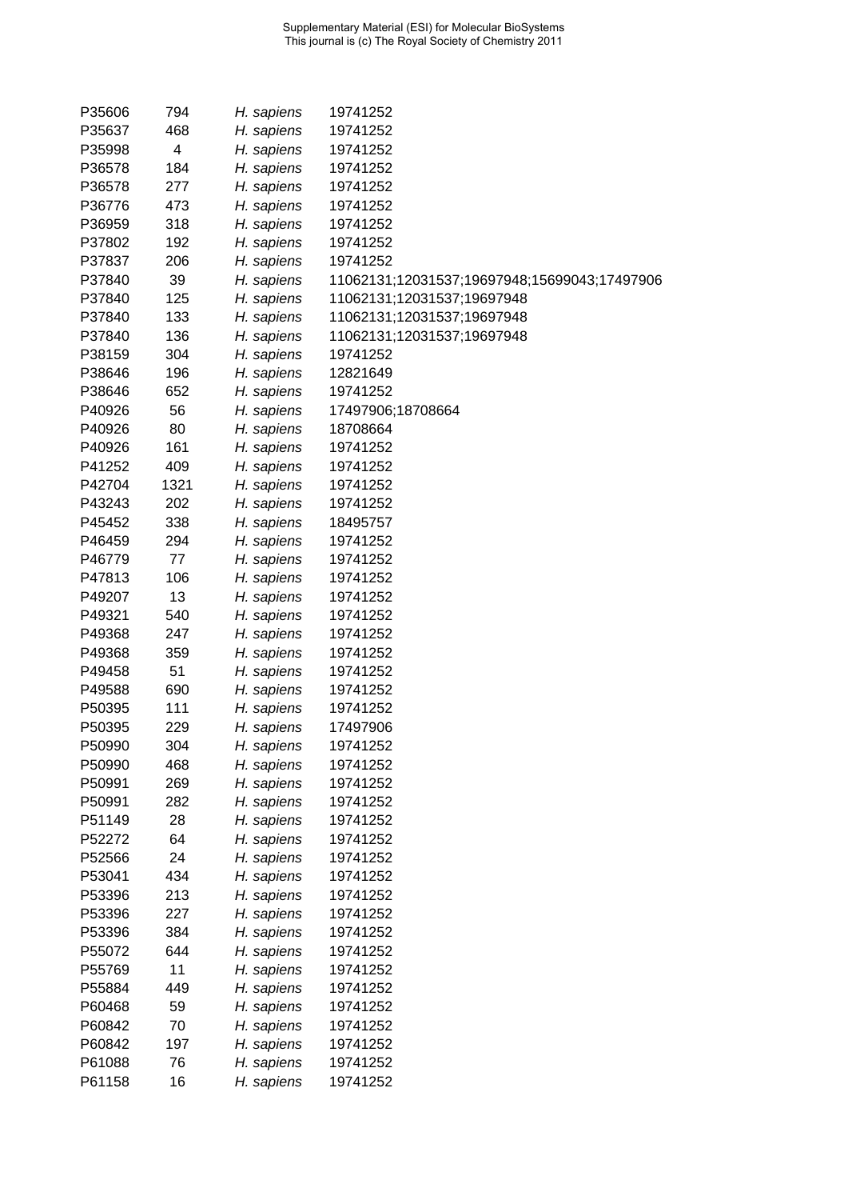| | | | |
|---|---|---|---|
| P35606 | 794 | *H. sapiens* | 19741252 |
| P35637 | 468 | *H. sapiens* | 19741252 |
| P35998 | 4 | *H. sapiens* | 19741252 |
| P36578 | 184 | *H. sapiens* | 19741252 |
| P36578 | 277 | *H. sapiens* | 19741252 |
| P36776 | 473 | *H. sapiens* | 19741252 |
| P36959 | 318 | *H. sapiens* | 19741252 |
| P37802 | 192 | *H. sapiens* | 19741252 |
| P37837 | 206 | *H. sapiens* | 19741252 |
| P37840 | 39 | *H. sapiens* | 11062131;12031537;19697948;15699043;17497906 |
| P37840 | 125 | *H. sapiens* | 11062131;12031537;19697948 |
| P37840 | 133 | *H. sapiens* | 11062131;12031537;19697948 |
| P37840 | 136 | *H. sapiens* | 11062131;12031537;19697948 |
| P38159 | 304 | *H. sapiens* | 19741252 |
| P38646 | 196 | *H. sapiens* | 12821649 |
| P38646 | 652 | *H. sapiens* | 19741252 |
| P40926 | 56 | *H. sapiens* | 17497906;18708664 |
| P40926 | 80 | *H. sapiens* | 18708664 |
| P40926 | 161 | *H. sapiens* | 19741252 |
| P41252 | 409 | *H. sapiens* | 19741252 |
| P42704 | 1321 | *H. sapiens* | 19741252 |
| P43243 | 202 | *H. sapiens* | 19741252 |
| P45452 | 338 | *H. sapiens* | 18495757 |
| P46459 | 294 | *H. sapiens* | 19741252 |
| P46779 | 77 | *H. sapiens* | 19741252 |
| P47813 | 106 | *H. sapiens* | 19741252 |
| P49207 | 13 | *H. sapiens* | 19741252 |
| P49321 | 540 | *H. sapiens* | 19741252 |
| P49368 | 247 | *H. sapiens* | 19741252 |
| P49368 | 359 | *H. sapiens* | 19741252 |
| P49458 | 51 | *H. sapiens* | 19741252 |
| P49588 | 690 | *H. sapiens* | 19741252 |
| P50395 | 111 | *H. sapiens* | 19741252 |
| P50395 | 229 | *H. sapiens* | 17497906 |
| P50990 | 304 | *H. sapiens* | 19741252 |
| P50990 | 468 | *H. sapiens* | 19741252 |
| P50991 | 269 | *H. sapiens* | 19741252 |
| P50991 | 282 | *H. sapiens* | 19741252 |
| P51149 | 28 | *H. sapiens* | 19741252 |
| P52272 | 64 | *H. sapiens* | 19741252 |
| P52566 | 24 | *H. sapiens* | 19741252 |
| P53041 | 434 | *H. sapiens* | 19741252 |
| P53396 | 213 | *H. sapiens* | 19741252 |
| P53396 | 227 | *H. sapiens* | 19741252 |
| P53396 | 384 | *H. sapiens* | 19741252 |
| P55072 | 644 | *H. sapiens* | 19741252 |
| P55769 | 11 | *H. sapiens* | 19741252 |
| P55884 | 449 | *H. sapiens* | 19741252 |
| P60468 | 59 | *H. sapiens* | 19741252 |
| P60842 | 70 | *H. sapiens* | 19741252 |
| P60842 | 197 | *H. sapiens* | 19741252 |
| P61088 | 76 | *H. sapiens* | 19741252 |
| P61158 | 16 | *H. sapiens* | 19741252 |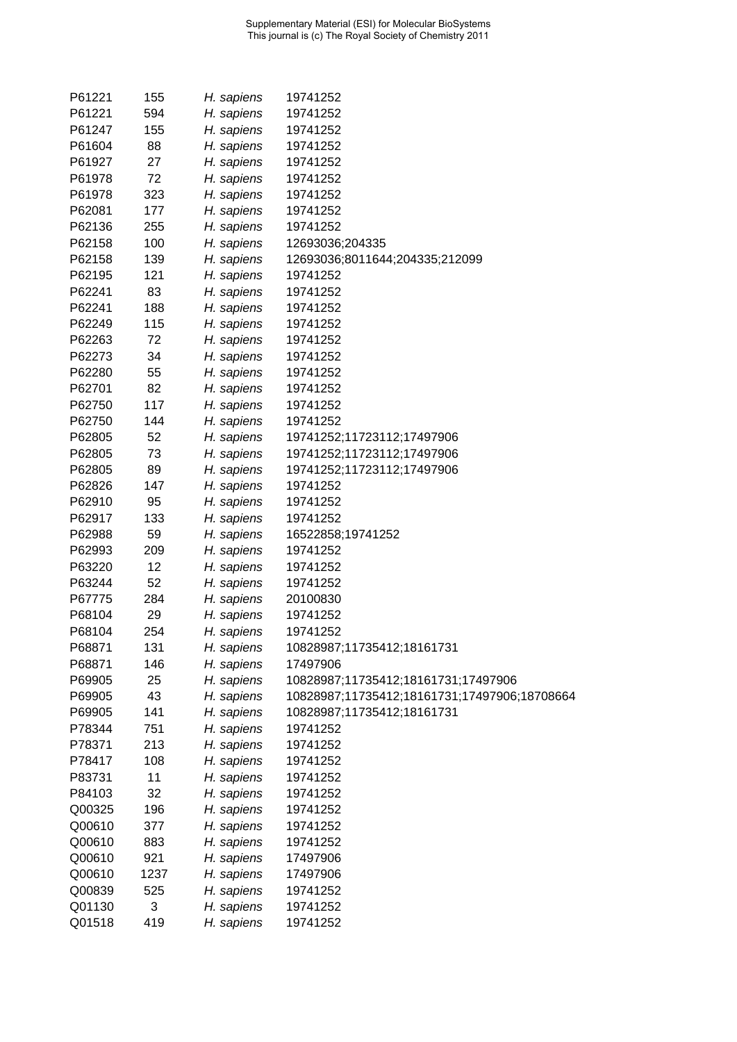| | | | |
|---|---|---|---|
| P61221 | 155 | *H. sapiens* | 19741252 |
| P61221 | 594 | *H. sapiens* | 19741252 |
| P61247 | 155 | *H. sapiens* | 19741252 |
| P61604 | 88 | *H. sapiens* | 19741252 |
| P61927 | 27 | *H. sapiens* | 19741252 |
| P61978 | 72 | *H. sapiens* | 19741252 |
| P61978 | 323 | *H. sapiens* | 19741252 |
| P62081 | 177 | *H. sapiens* | 19741252 |
| P62136 | 255 | *H. sapiens* | 19741252 |
| P62158 | 100 | *H. sapiens* | 12693036;204335 |
| P62158 | 139 | *H. sapiens* | 12693036;8011644;204335;212099 |
| P62195 | 121 | *H. sapiens* | 19741252 |
| P62241 | 83 | *H. sapiens* | 19741252 |
| P62241 | 188 | *H. sapiens* | 19741252 |
| P62249 | 115 | *H. sapiens* | 19741252 |
| P62263 | 72 | *H. sapiens* | 19741252 |
| P62273 | 34 | *H. sapiens* | 19741252 |
| P62280 | 55 | *H. sapiens* | 19741252 |
| P62701 | 82 | *H. sapiens* | 19741252 |
| P62750 | 117 | *H. sapiens* | 19741252 |
| P62750 | 144 | *H. sapiens* | 19741252 |
| P62805 | 52 | *H. sapiens* | 19741252;11723112;17497906 |
| P62805 | 73 | *H. sapiens* | 19741252;11723112;17497906 |
| P62805 | 89 | *H. sapiens* | 19741252;11723112;17497906 |
| P62826 | 147 | *H. sapiens* | 19741252 |
| P62910 | 95 | *H. sapiens* | 19741252 |
| P62917 | 133 | *H. sapiens* | 19741252 |
| P62988 | 59 | *H. sapiens* | 16522858;19741252 |
| P62993 | 209 | *H. sapiens* | 19741252 |
| P63220 | 12 | *H. sapiens* | 19741252 |
| P63244 | 52 | *H. sapiens* | 19741252 |
| P67775 | 284 | *H. sapiens* | 20100830 |
| P68104 | 29 | *H. sapiens* | 19741252 |
| P68104 | 254 | *H. sapiens* | 19741252 |
| P68871 | 131 | *H. sapiens* | 10828987;11735412;18161731 |
| P68871 | 146 | *H. sapiens* | 17497906 |
| P69905 | 25 | *H. sapiens* | 10828987;11735412;18161731;17497906 |
| P69905 | 43 | *H. sapiens* | 10828987;11735412;18161731;17497906;18708664 |
| P69905 | 141 | *H. sapiens* | 10828987;11735412;18161731 |
| P78344 | 751 | *H. sapiens* | 19741252 |
| P78371 | 213 | *H. sapiens* | 19741252 |
| P78417 | 108 | *H. sapiens* | 19741252 |
| P83731 | 11 | *H. sapiens* | 19741252 |
| P84103 | 32 | *H. sapiens* | 19741252 |
| Q00325 | 196 | *H. sapiens* | 19741252 |
| Q00610 | 377 | *H. sapiens* | 19741252 |
| Q00610 | 883 | *H. sapiens* | 19741252 |
| Q00610 | 921 | *H. sapiens* | 17497906 |
| Q00610 | 1237 | *H. sapiens* | 17497906 |
| Q00839 | 525 | *H. sapiens* | 19741252 |
| Q01130 | 3 | *H. sapiens* | 19741252 |
| Q01518 | 419 | *H. sapiens* | 19741252 |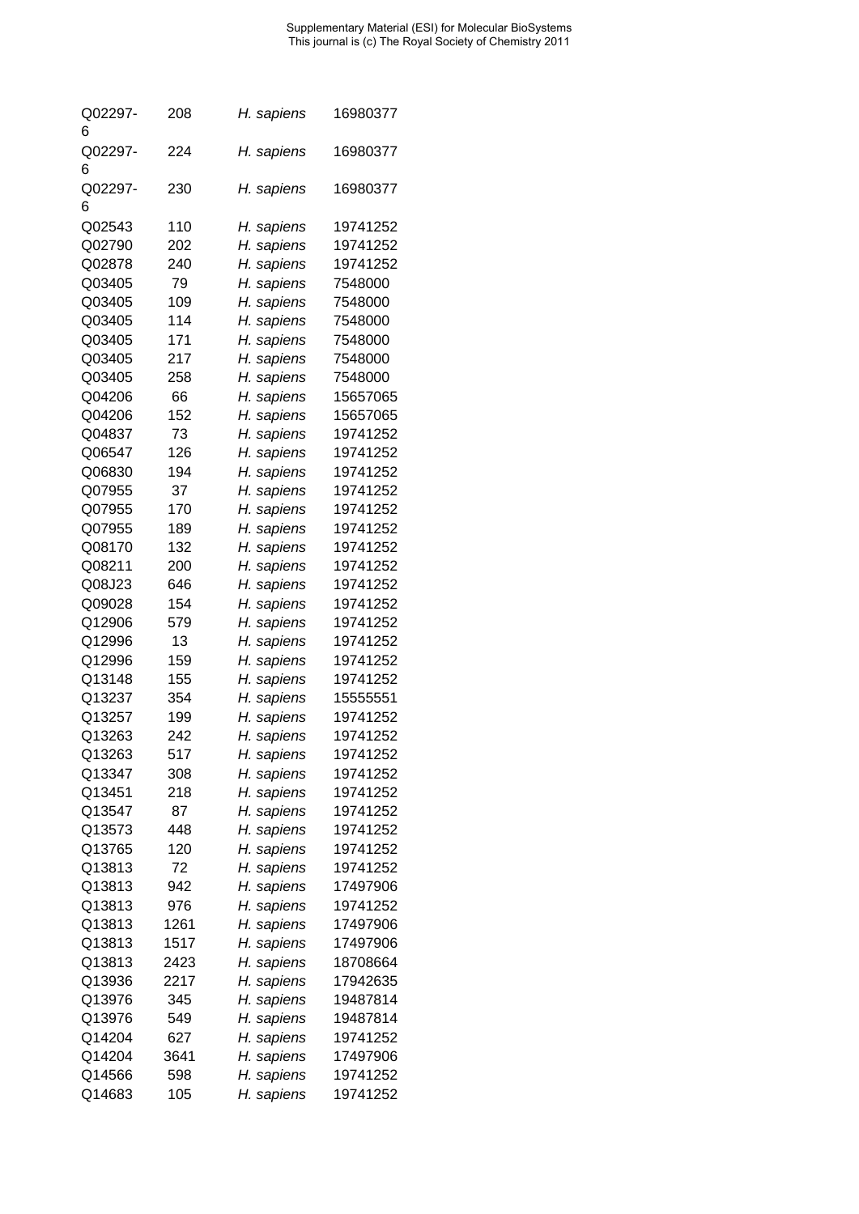| | | | |
|---|---|---|---|
| Q02297-6 | 208 | *H. sapiens* | 16980377 |
| Q02297-6 | 224 | *H. sapiens* | 16980377 |
| Q02297-6 | 230 | *H. sapiens* | 16980377 |
| Q02543 | 110 | *H. sapiens* | 19741252 |
| Q02790 | 202 | *H. sapiens* | 19741252 |
| Q02878 | 240 | *H. sapiens* | 19741252 |
| Q03405 | 79 | *H. sapiens* | 7548000 |
| Q03405 | 109 | *H. sapiens* | 7548000 |
| Q03405 | 114 | *H. sapiens* | 7548000 |
| Q03405 | 171 | *H. sapiens* | 7548000 |
| Q03405 | 217 | *H. sapiens* | 7548000 |
| Q03405 | 258 | *H. sapiens* | 7548000 |
| Q04206 | 66 | *H. sapiens* | 15657065 |
| Q04206 | 152 | *H. sapiens* | 15657065 |
| Q04837 | 73 | *H. sapiens* | 19741252 |
| Q06547 | 126 | *H. sapiens* | 19741252 |
| Q06830 | 194 | *H. sapiens* | 19741252 |
| Q07955 | 37 | *H. sapiens* | 19741252 |
| Q07955 | 170 | *H. sapiens* | 19741252 |
| Q07955 | 189 | *H. sapiens* | 19741252 |
| Q08170 | 132 | *H. sapiens* | 19741252 |
| Q08211 | 200 | *H. sapiens* | 19741252 |
| Q08J23 | 646 | *H. sapiens* | 19741252 |
| Q09028 | 154 | *H. sapiens* | 19741252 |
| Q12906 | 579 | *H. sapiens* | 19741252 |
| Q12996 | 13 | *H. sapiens* | 19741252 |
| Q12996 | 159 | *H. sapiens* | 19741252 |
| Q13148 | 155 | *H. sapiens* | 19741252 |
| Q13237 | 354 | *H. sapiens* | 15555551 |
| Q13257 | 199 | *H. sapiens* | 19741252 |
| Q13263 | 242 | *H. sapiens* | 19741252 |
| Q13263 | 517 | *H. sapiens* | 19741252 |
| Q13347 | 308 | *H. sapiens* | 19741252 |
| Q13451 | 218 | *H. sapiens* | 19741252 |
| Q13547 | 87 | *H. sapiens* | 19741252 |
| Q13573 | 448 | *H. sapiens* | 19741252 |
| Q13765 | 120 | *H. sapiens* | 19741252 |
| Q13813 | 72 | *H. sapiens* | 19741252 |
| Q13813 | 942 | *H. sapiens* | 17497906 |
| Q13813 | 976 | *H. sapiens* | 19741252 |
| Q13813 | 1261 | *H. sapiens* | 17497906 |
| Q13813 | 1517 | *H. sapiens* | 17497906 |
| Q13813 | 2423 | *H. sapiens* | 18708664 |
| Q13936 | 2217 | *H. sapiens* | 17942635 |
| Q13976 | 345 | *H. sapiens* | 19487814 |
| Q13976 | 549 | *H. sapiens* | 19487814 |
| Q14204 | 627 | *H. sapiens* | 19741252 |
| Q14204 | 3641 | *H. sapiens* | 17497906 |
| Q14566 | 598 | *H. sapiens* | 19741252 |
| Q14683 | 105 | *H. sapiens* | 19741252 |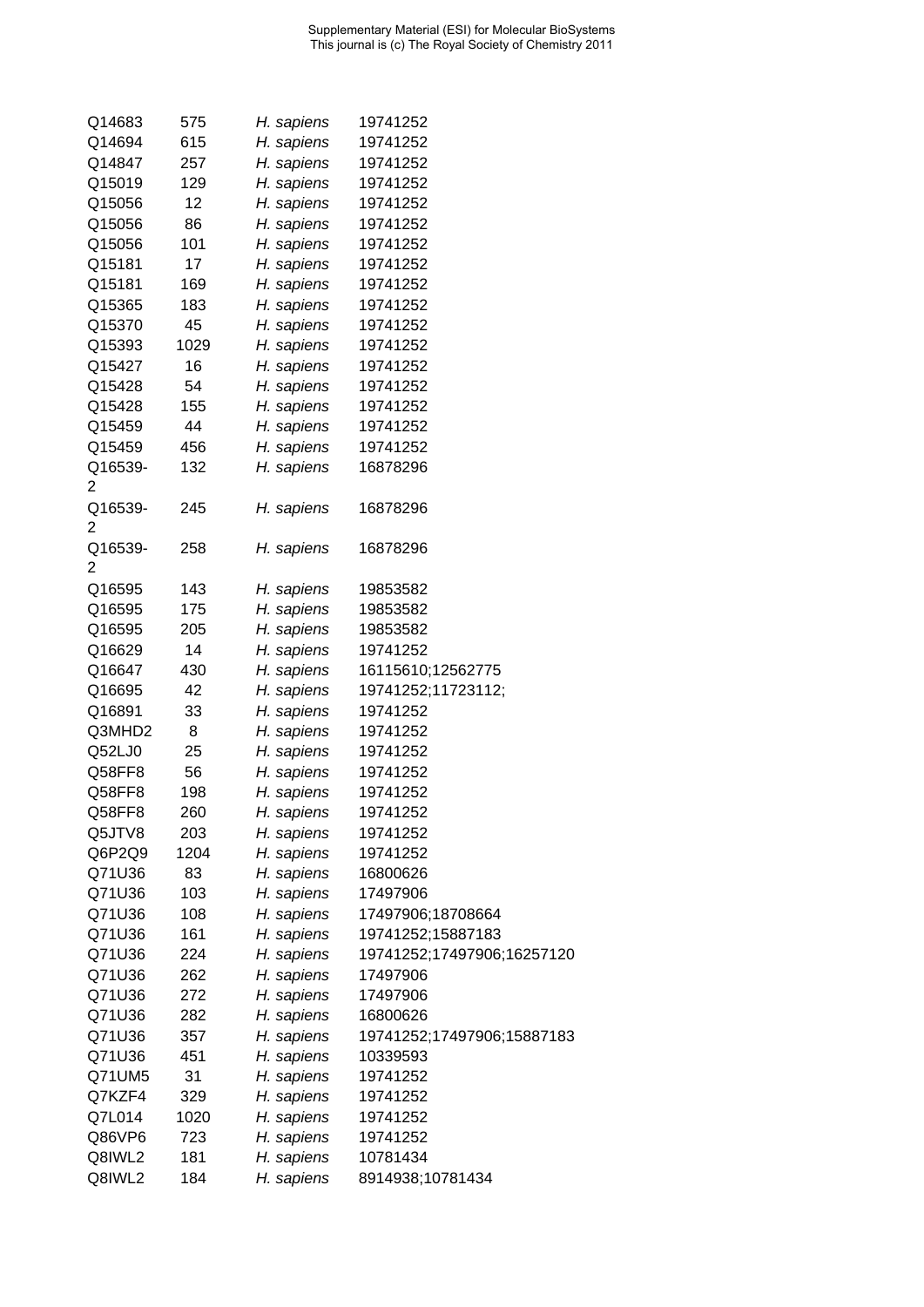| | | | |
|---|---|---|---|
| Q14683 | 575 | *H. sapiens* | 19741252 |
| Q14694 | 615 | *H. sapiens* | 19741252 |
| Q14847 | 257 | *H. sapiens* | 19741252 |
| Q15019 | 129 | *H. sapiens* | 19741252 |
| Q15056 | 12 | *H. sapiens* | 19741252 |
| Q15056 | 86 | *H. sapiens* | 19741252 |
| Q15056 | 101 | *H. sapiens* | 19741252 |
| Q15181 | 17 | *H. sapiens* | 19741252 |
| Q15181 | 169 | *H. sapiens* | 19741252 |
| Q15365 | 183 | *H. sapiens* | 19741252 |
| Q15370 | 45 | *H. sapiens* | 19741252 |
| Q15393 | 1029 | *H. sapiens* | 19741252 |
| Q15427 | 16 | *H. sapiens* | 19741252 |
| Q15428 | 54 | *H. sapiens* | 19741252 |
| Q15428 | 155 | *H. sapiens* | 19741252 |
| Q15459 | 44 | *H. sapiens* | 19741252 |
| Q15459 | 456 | *H. sapiens* | 19741252 |
| Q16539-2 | 132 | *H. sapiens* | 16878296 |
| Q16539-2 | 245 | *H. sapiens* | 16878296 |
| Q16539-2 | 258 | *H. sapiens* | 16878296 |
| Q16595 | 143 | *H. sapiens* | 19853582 |
| Q16595 | 175 | *H. sapiens* | 19853582 |
| Q16595 | 205 | *H. sapiens* | 19853582 |
| Q16629 | 14 | *H. sapiens* | 19741252 |
| Q16647 | 430 | *H. sapiens* | 16115610;12562775 |
| Q16695 | 42 | *H. sapiens* | 19741252;11723112; |
| Q16891 | 33 | *H. sapiens* | 19741252 |
| Q3MHD2 | 8 | *H. sapiens* | 19741252 |
| Q52LJ0 | 25 | *H. sapiens* | 19741252 |
| Q58FF8 | 56 | *H. sapiens* | 19741252 |
| Q58FF8 | 198 | *H. sapiens* | 19741252 |
| Q58FF8 | 260 | *H. sapiens* | 19741252 |
| Q5JTV8 | 203 | *H. sapiens* | 19741252 |
| Q6P2Q9 | 1204 | *H. sapiens* | 19741252 |
| Q71U36 | 83 | *H. sapiens* | 16800626 |
| Q71U36 | 103 | *H. sapiens* | 17497906 |
| Q71U36 | 108 | *H. sapiens* | 17497906;18708664 |
| Q71U36 | 161 | *H. sapiens* | 19741252;15887183 |
| Q71U36 | 224 | *H. sapiens* | 19741252;17497906;16257120 |
| Q71U36 | 262 | *H. sapiens* | 17497906 |
| Q71U36 | 272 | *H. sapiens* | 17497906 |
| Q71U36 | 282 | *H. sapiens* | 16800626 |
| Q71U36 | 357 | *H. sapiens* | 19741252;17497906;15887183 |
| Q71U36 | 451 | *H. sapiens* | 10339593 |
| Q71UM5 | 31 | *H. sapiens* | 19741252 |
| Q7KZF4 | 329 | *H. sapiens* | 19741252 |
| Q7L014 | 1020 | *H. sapiens* | 19741252 |
| Q86VP6 | 723 | *H. sapiens* | 19741252 |
| Q8IWL2 | 181 | *H. sapiens* | 10781434 |
| Q8IWL2 | 184 | *H. sapiens* | 8914938;10781434 |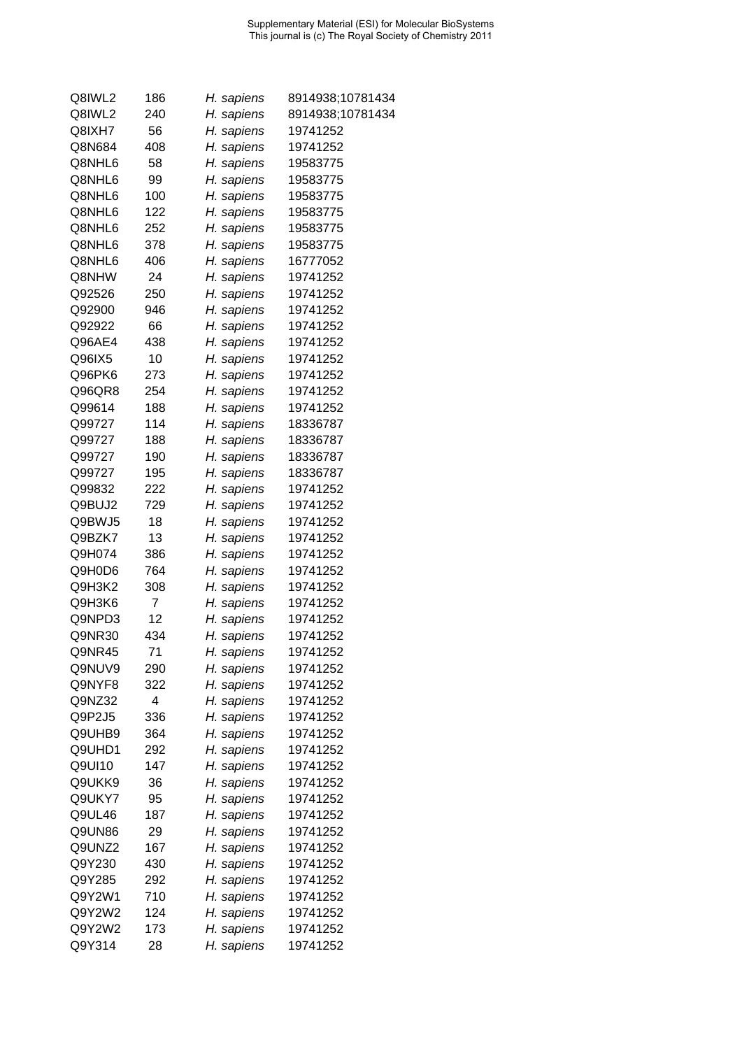| | | | |
|---|---|---|---|
| Q8IWL2 | 186 | *H. sapiens* | 8914938;10781434 |
| Q8IWL2 | 240 | *H. sapiens* | 8914938;10781434 |
| Q8IXH7 | 56 | *H. sapiens* | 19741252 |
| Q8N684 | 408 | *H. sapiens* | 19741252 |
| Q8NHL6 | 58 | *H. sapiens* | 19583775 |
| Q8NHL6 | 99 | *H. sapiens* | 19583775 |
| Q8NHL6 | 100 | *H. sapiens* | 19583775 |
| Q8NHL6 | 122 | *H. sapiens* | 19583775 |
| Q8NHL6 | 252 | *H. sapiens* | 19583775 |
| Q8NHL6 | 378 | *H. sapiens* | 19583775 |
| Q8NHL6 | 406 | *H. sapiens* | 16777052 |
| Q8NHW | 24 | *H. sapiens* | 19741252 |
| Q92526 | 250 | *H. sapiens* | 19741252 |
| Q92900 | 946 | *H. sapiens* | 19741252 |
| Q92922 | 66 | *H. sapiens* | 19741252 |
| Q96AE4 | 438 | *H. sapiens* | 19741252 |
| Q96IX5 | 10 | *H. sapiens* | 19741252 |
| Q96PK6 | 273 | *H. sapiens* | 19741252 |
| Q96QR8 | 254 | *H. sapiens* | 19741252 |
| Q99614 | 188 | *H. sapiens* | 19741252 |
| Q99727 | 114 | *H. sapiens* | 18336787 |
| Q99727 | 188 | *H. sapiens* | 18336787 |
| Q99727 | 190 | *H. sapiens* | 18336787 |
| Q99727 | 195 | *H. sapiens* | 18336787 |
| Q99832 | 222 | *H. sapiens* | 19741252 |
| Q9BUJ2 | 729 | *H. sapiens* | 19741252 |
| Q9BWJ5 | 18 | *H. sapiens* | 19741252 |
| Q9BZK7 | 13 | *H. sapiens* | 19741252 |
| Q9H074 | 386 | *H. sapiens* | 19741252 |
| Q9H0D6 | 764 | *H. sapiens* | 19741252 |
| Q9H3K2 | 308 | *H. sapiens* | 19741252 |
| Q9H3K6 | 7 | *H. sapiens* | 19741252 |
| Q9NPD3 | 12 | *H. sapiens* | 19741252 |
| Q9NR30 | 434 | *H. sapiens* | 19741252 |
| Q9NR45 | 71 | *H. sapiens* | 19741252 |
| Q9NUV9 | 290 | *H. sapiens* | 19741252 |
| Q9NYF8 | 322 | *H. sapiens* | 19741252 |
| Q9NZ32 | 4 | *H. sapiens* | 19741252 |
| Q9P2J5 | 336 | *H. sapiens* | 19741252 |
| Q9UHB9 | 364 | *H. sapiens* | 19741252 |
| Q9UHD1 | 292 | *H. sapiens* | 19741252 |
| Q9UI10 | 147 | *H. sapiens* | 19741252 |
| Q9UKK9 | 36 | *H. sapiens* | 19741252 |
| Q9UKY7 | 95 | *H. sapiens* | 19741252 |
| Q9UL46 | 187 | *H. sapiens* | 19741252 |
| Q9UN86 | 29 | *H. sapiens* | 19741252 |
| Q9UNZ2 | 167 | *H. sapiens* | 19741252 |
| Q9Y230 | 430 | *H. sapiens* | 19741252 |
| Q9Y285 | 292 | *H. sapiens* | 19741252 |
| Q9Y2W1 | 710 | *H. sapiens* | 19741252 |
| Q9Y2W2 | 124 | *H. sapiens* | 19741252 |
| Q9Y2W2 | 173 | *H. sapiens* | 19741252 |
| Q9Y314 | 28 | *H. sapiens* | 19741252 |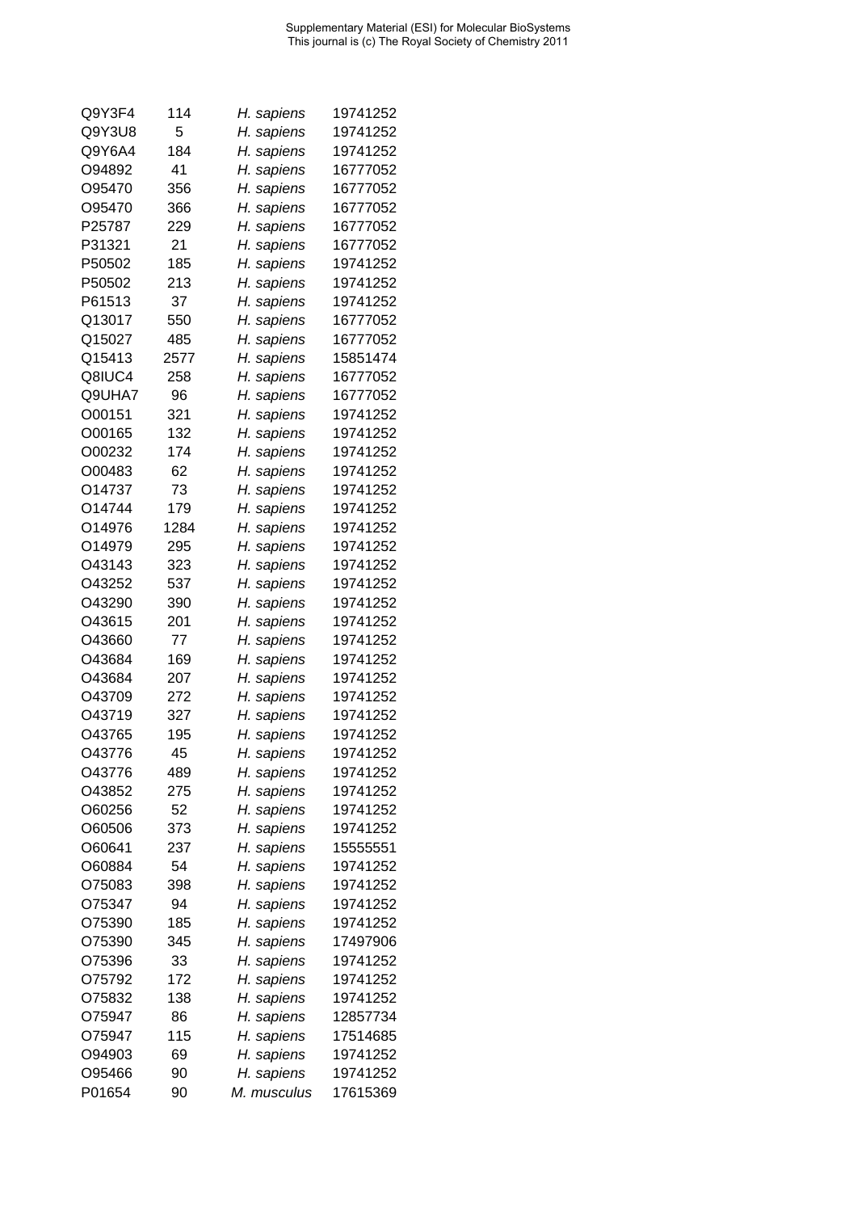| | | | |
|---|---|---|---|
| Q9Y3F4 | 114 | *H. sapiens* | 19741252 |
| Q9Y3U8 | 5 | *H. sapiens* | 19741252 |
| Q9Y6A4 | 184 | *H. sapiens* | 19741252 |
| O94892 | 41 | *H. sapiens* | 16777052 |
| O95470 | 356 | *H. sapiens* | 16777052 |
| O95470 | 366 | *H. sapiens* | 16777052 |
| P25787 | 229 | *H. sapiens* | 16777052 |
| P31321 | 21 | *H. sapiens* | 16777052 |
| P50502 | 185 | *H. sapiens* | 19741252 |
| P50502 | 213 | *H. sapiens* | 19741252 |
| P61513 | 37 | *H. sapiens* | 19741252 |
| Q13017 | 550 | *H. sapiens* | 16777052 |
| Q15027 | 485 | *H. sapiens* | 16777052 |
| Q15413 | 2577 | *H. sapiens* | 15851474 |
| Q8IUC4 | 258 | *H. sapiens* | 16777052 |
| Q9UHA7 | 96 | *H. sapiens* | 16777052 |
| O00151 | 321 | *H. sapiens* | 19741252 |
| O00165 | 132 | *H. sapiens* | 19741252 |
| O00232 | 174 | *H. sapiens* | 19741252 |
| O00483 | 62 | *H. sapiens* | 19741252 |
| O14737 | 73 | *H. sapiens* | 19741252 |
| O14744 | 179 | *H. sapiens* | 19741252 |
| O14976 | 1284 | *H. sapiens* | 19741252 |
| O14979 | 295 | *H. sapiens* | 19741252 |
| O43143 | 323 | *H. sapiens* | 19741252 |
| O43252 | 537 | *H. sapiens* | 19741252 |
| O43290 | 390 | *H. sapiens* | 19741252 |
| O43615 | 201 | *H. sapiens* | 19741252 |
| O43660 | 77 | *H. sapiens* | 19741252 |
| O43684 | 169 | *H. sapiens* | 19741252 |
| O43684 | 207 | *H. sapiens* | 19741252 |
| O43709 | 272 | *H. sapiens* | 19741252 |
| O43719 | 327 | *H. sapiens* | 19741252 |
| O43765 | 195 | *H. sapiens* | 19741252 |
| O43776 | 45 | *H. sapiens* | 19741252 |
| O43776 | 489 | *H. sapiens* | 19741252 |
| O43852 | 275 | *H. sapiens* | 19741252 |
| O60256 | 52 | *H. sapiens* | 19741252 |
| O60506 | 373 | *H. sapiens* | 19741252 |
| O60641 | 237 | *H. sapiens* | 15555551 |
| O60884 | 54 | *H. sapiens* | 19741252 |
| O75083 | 398 | *H. sapiens* | 19741252 |
| O75347 | 94 | *H. sapiens* | 19741252 |
| O75390 | 185 | *H. sapiens* | 19741252 |
| O75390 | 345 | *H. sapiens* | 17497906 |
| O75396 | 33 | *H. sapiens* | 19741252 |
| O75792 | 172 | *H. sapiens* | 19741252 |
| O75832 | 138 | *H. sapiens* | 19741252 |
| O75947 | 86 | *H. sapiens* | 12857734 |
| O75947 | 115 | *H. sapiens* | 17514685 |
| O94903 | 69 | *H. sapiens* | 19741252 |
| O95466 | 90 | *H. sapiens* | 19741252 |
| P01654 | 90 | *M. musculus* | 17615369 |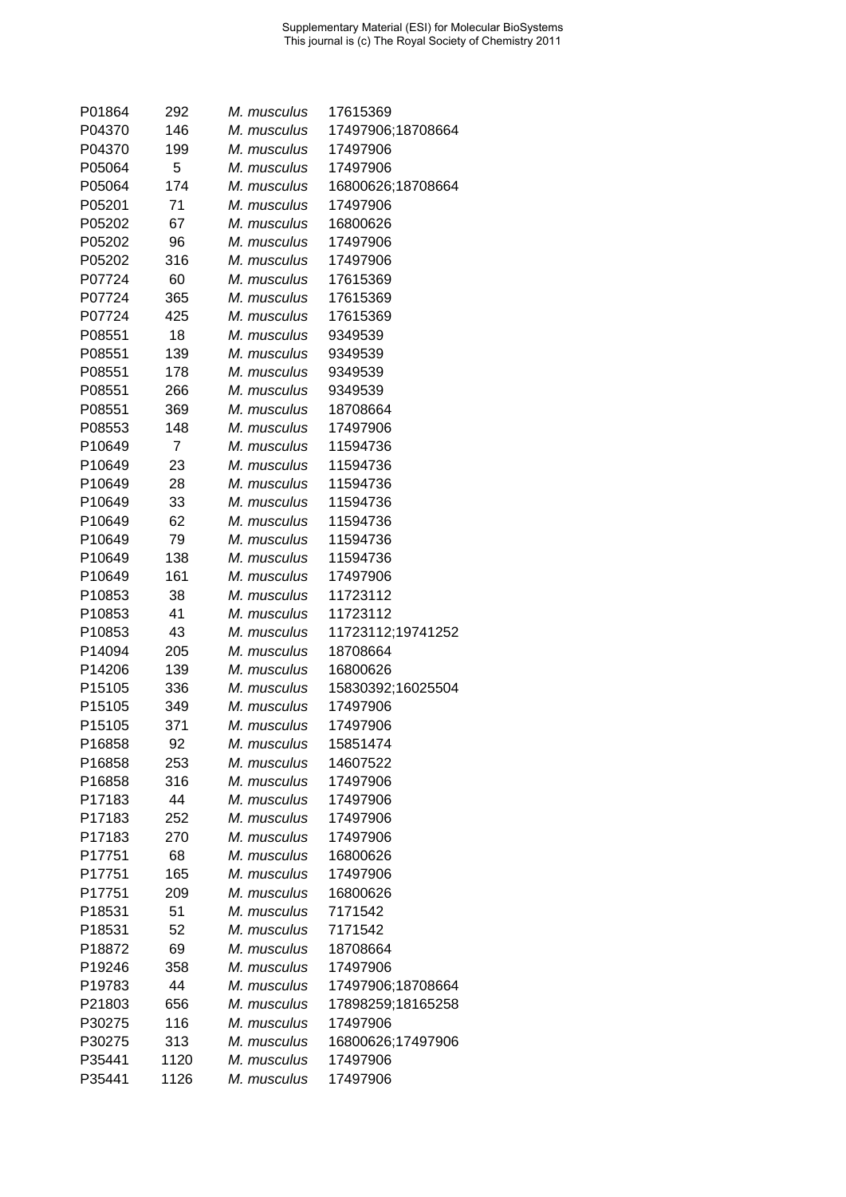| | | | |
|---|---|---|---|
| P01864 | 292 | *M. musculus* | 17615369 |
| P04370 | 146 | *M. musculus* | 17497906;18708664 |
| P04370 | 199 | *M. musculus* | 17497906 |
| P05064 | 5 | *M. musculus* | 17497906 |
| P05064 | 174 | *M. musculus* | 16800626;18708664 |
| P05201 | 71 | *M. musculus* | 17497906 |
| P05202 | 67 | *M. musculus* | 16800626 |
| P05202 | 96 | *M. musculus* | 17497906 |
| P05202 | 316 | *M. musculus* | 17497906 |
| P07724 | 60 | *M. musculus* | 17615369 |
| P07724 | 365 | *M. musculus* | 17615369 |
| P07724 | 425 | *M. musculus* | 17615369 |
| P08551 | 18 | *M. musculus* | 9349539 |
| P08551 | 139 | *M. musculus* | 9349539 |
| P08551 | 178 | *M. musculus* | 9349539 |
| P08551 | 266 | *M. musculus* | 9349539 |
| P08551 | 369 | *M. musculus* | 18708664 |
| P08553 | 148 | *M. musculus* | 17497906 |
| P10649 | 7 | *M. musculus* | 11594736 |
| P10649 | 23 | *M. musculus* | 11594736 |
| P10649 | 28 | *M. musculus* | 11594736 |
| P10649 | 33 | *M. musculus* | 11594736 |
| P10649 | 62 | *M. musculus* | 11594736 |
| P10649 | 79 | *M. musculus* | 11594736 |
| P10649 | 138 | *M. musculus* | 11594736 |
| P10649 | 161 | *M. musculus* | 17497906 |
| P10853 | 38 | *M. musculus* | 11723112 |
| P10853 | 41 | *M. musculus* | 11723112 |
| P10853 | 43 | *M. musculus* | 11723112;19741252 |
| P14094 | 205 | *M. musculus* | 18708664 |
| P14206 | 139 | *M. musculus* | 16800626 |
| P15105 | 336 | *M. musculus* | 15830392;16025504 |
| P15105 | 349 | *M. musculus* | 17497906 |
| P15105 | 371 | *M. musculus* | 17497906 |
| P16858 | 92 | *M. musculus* | 15851474 |
| P16858 | 253 | *M. musculus* | 14607522 |
| P16858 | 316 | *M. musculus* | 17497906 |
| P17183 | 44 | *M. musculus* | 17497906 |
| P17183 | 252 | *M. musculus* | 17497906 |
| P17183 | 270 | *M. musculus* | 17497906 |
| P17751 | 68 | *M. musculus* | 16800626 |
| P17751 | 165 | *M. musculus* | 17497906 |
| P17751 | 209 | *M. musculus* | 16800626 |
| P18531 | 51 | *M. musculus* | 7171542 |
| P18531 | 52 | *M. musculus* | 7171542 |
| P18872 | 69 | *M. musculus* | 18708664 |
| P19246 | 358 | *M. musculus* | 17497906 |
| P19783 | 44 | *M. musculus* | 17497906;18708664 |
| P21803 | 656 | *M. musculus* | 17898259;18165258 |
| P30275 | 116 | *M. musculus* | 17497906 |
| P30275 | 313 | *M. musculus* | 16800626;17497906 |
| P35441 | 1120 | *M. musculus* | 17497906 |
| P35441 | 1126 | *M. musculus* | 17497906 |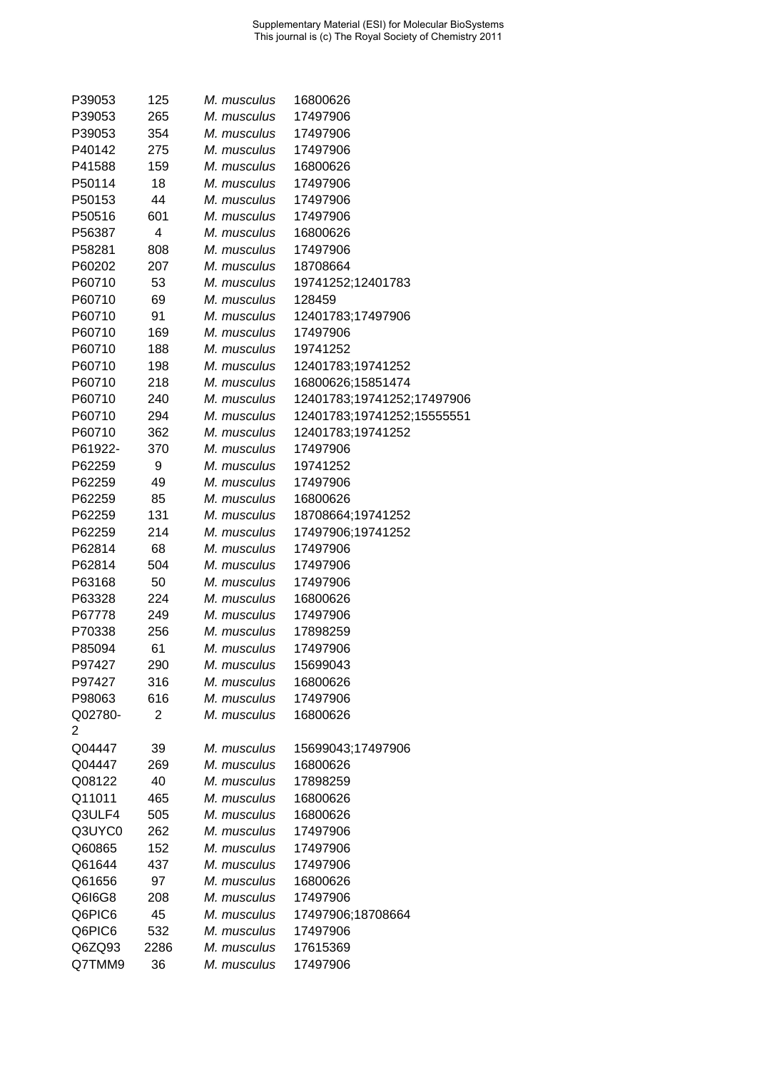| | | | |
|---|---|---|---|
| P39053 | 125 | *M. musculus* | 16800626 |
| P39053 | 265 | *M. musculus* | 17497906 |
| P39053 | 354 | *M. musculus* | 17497906 |
| P40142 | 275 | *M. musculus* | 17497906 |
| P41588 | 159 | *M. musculus* | 16800626 |
| P50114 | 18 | *M. musculus* | 17497906 |
| P50153 | 44 | *M. musculus* | 17497906 |
| P50516 | 601 | *M. musculus* | 17497906 |
| P56387 | 4 | *M. musculus* | 16800626 |
| P58281 | 808 | *M. musculus* | 17497906 |
| P60202 | 207 | *M. musculus* | 18708664 |
| P60710 | 53 | *M. musculus* | 19741252;12401783 |
| P60710 | 69 | *M. musculus* | 128459 |
| P60710 | 91 | *M. musculus* | 12401783;17497906 |
| P60710 | 169 | *M. musculus* | 17497906 |
| P60710 | 188 | *M. musculus* | 19741252 |
| P60710 | 198 | *M. musculus* | 12401783;19741252 |
| P60710 | 218 | *M. musculus* | 16800626;15851474 |
| P60710 | 240 | *M. musculus* | 12401783;19741252;17497906 |
| P60710 | 294 | *M. musculus* | 12401783;19741252;15555551 |
| P60710 | 362 | *M. musculus* | 12401783;19741252 |
| P61922- | 370 | *M. musculus* | 17497906 |
| P62259 | 9 | *M. musculus* | 19741252 |
| P62259 | 49 | *M. musculus* | 17497906 |
| P62259 | 85 | *M. musculus* | 16800626 |
| P62259 | 131 | *M. musculus* | 18708664;19741252 |
| P62259 | 214 | *M. musculus* | 17497906;19741252 |
| P62814 | 68 | *M. musculus* | 17497906 |
| P62814 | 504 | *M. musculus* | 17497906 |
| P63168 | 50 | *M. musculus* | 17497906 |
| P63328 | 224 | *M. musculus* | 16800626 |
| P67778 | 249 | *M. musculus* | 17497906 |
| P70338 | 256 | *M. musculus* | 17898259 |
| P85094 | 61 | *M. musculus* | 17497906 |
| P97427 | 290 | *M. musculus* | 15699043 |
| P97427 | 316 | *M. musculus* | 16800626 |
| P98063 | 616 | *M. musculus* | 17497906 |
| Q02780-2 | 2 | *M. musculus* | 16800626 |
| Q04447 | 39 | *M. musculus* | 15699043;17497906 |
| Q04447 | 269 | *M. musculus* | 16800626 |
| Q08122 | 40 | *M. musculus* | 17898259 |
| Q11011 | 465 | *M. musculus* | 16800626 |
| Q3ULF4 | 505 | *M. musculus* | 16800626 |
| Q3UYC0 | 262 | *M. musculus* | 17497906 |
| Q60865 | 152 | *M. musculus* | 17497906 |
| Q61644 | 437 | *M. musculus* | 17497906 |
| Q61656 | 97 | *M. musculus* | 16800626 |
| Q6I6G8 | 208 | *M. musculus* | 17497906 |
| Q6PIC6 | 45 | *M. musculus* | 17497906;18708664 |
| Q6PIC6 | 532 | *M. musculus* | 17497906 |
| Q6ZQ93 | 2286 | *M. musculus* | 17615369 |
| Q7TMM9 | 36 | *M. musculus* | 17497906 |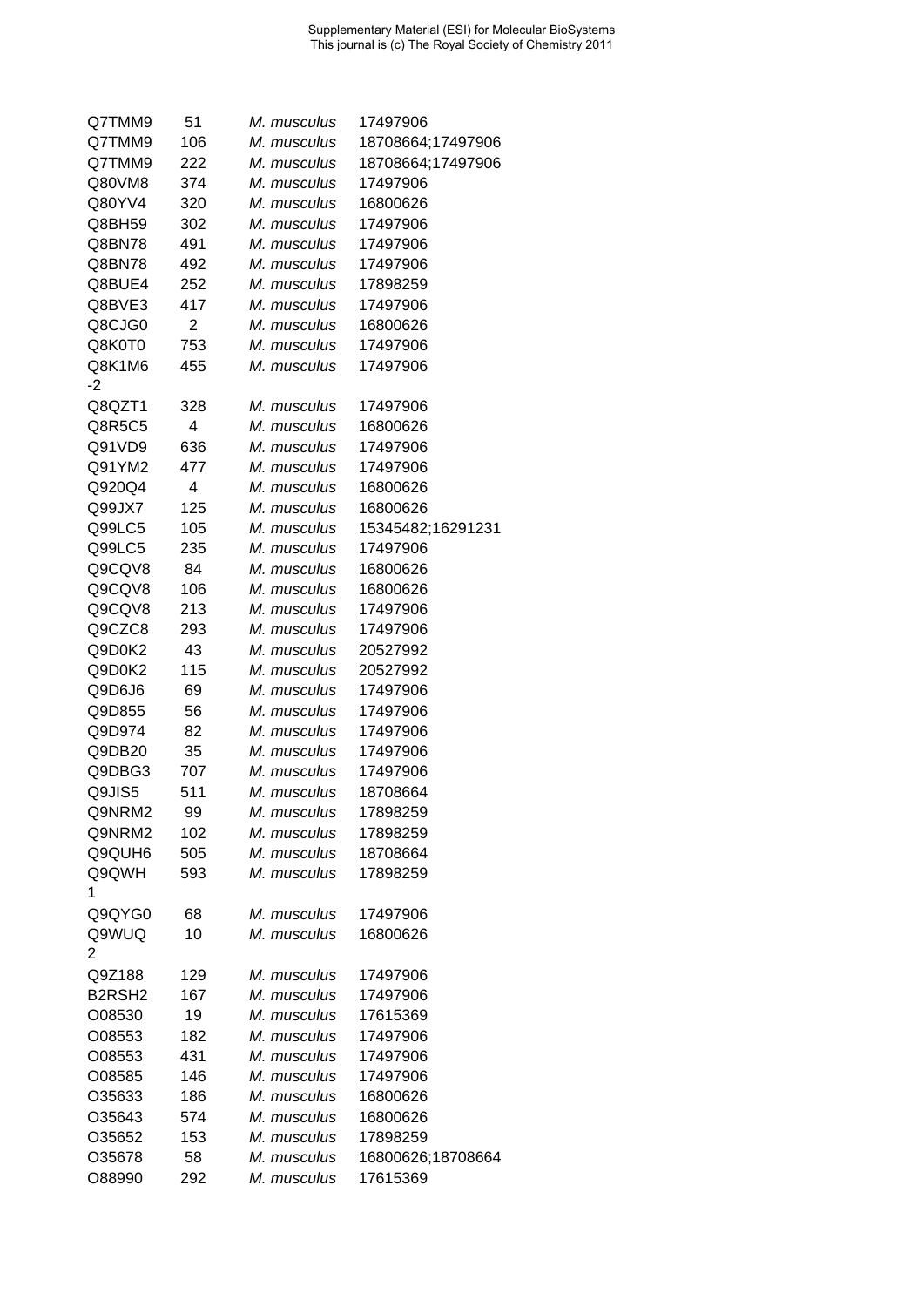| | | | |
|---|---|---|---|
| Q7TMM9 | 51 | *M. musculus* | 17497906 |
| Q7TMM9 | 106 | *M. musculus* | 18708664;17497906 |
| Q7TMM9 | 222 | *M. musculus* | 18708664;17497906 |
| Q80VM8 | 374 | *M. musculus* | 17497906 |
| Q80YV4 | 320 | *M. musculus* | 16800626 |
| Q8BH59 | 302 | *M. musculus* | 17497906 |
| Q8BN78 | 491 | *M. musculus* | 17497906 |
| Q8BN78 | 492 | *M. musculus* | 17497906 |
| Q8BUE4 | 252 | *M. musculus* | 17898259 |
| Q8BVE3 | 417 | *M. musculus* | 17497906 |
| Q8CJG0 | 2 | *M. musculus* | 16800626 |
| Q8K0T0 | 753 | *M. musculus* | 17497906 |
| Q8K1M6-2 | 455 | *M. musculus* | 17497906 |
| Q8QZT1 | 328 | *M. musculus* | 17497906 |
| Q8R5C5 | 4 | *M. musculus* | 16800626 |
| Q91VD9 | 636 | *M. musculus* | 17497906 |
| Q91YM2 | 477 | *M. musculus* | 17497906 |
| Q920Q4 | 4 | *M. musculus* | 16800626 |
| Q99JX7 | 125 | *M. musculus* | 16800626 |
| Q99LC5 | 105 | *M. musculus* | 15345482;16291231 |
| Q99LC5 | 235 | *M. musculus* | 17497906 |
| Q9CQV8 | 84 | *M. musculus* | 16800626 |
| Q9CQV8 | 106 | *M. musculus* | 16800626 |
| Q9CQV8 | 213 | *M. musculus* | 17497906 |
| Q9CZC8 | 293 | *M. musculus* | 17497906 |
| Q9D0K2 | 43 | *M. musculus* | 20527992 |
| Q9D0K2 | 115 | *M. musculus* | 20527992 |
| Q9D6J6 | 69 | *M. musculus* | 17497906 |
| Q9D855 | 56 | *M. musculus* | 17497906 |
| Q9D974 | 82 | *M. musculus* | 17497906 |
| Q9DB20 | 35 | *M. musculus* | 17497906 |
| Q9DBG3 | 707 | *M. musculus* | 17497906 |
| Q9JIS5 | 511 | *M. musculus* | 18708664 |
| Q9NRM2 | 99 | *M. musculus* | 17898259 |
| Q9NRM2 | 102 | *M. musculus* | 17898259 |
| Q9QUH6 | 505 | *M. musculus* | 18708664 |
| Q9QWH1 | 593 | *M. musculus* | 17898259 |
| Q9QYG0 | 68 | *M. musculus* | 17497906 |
| Q9WUQ2 | 10 | *M. musculus* | 16800626 |
| Q9Z188 | 129 | *M. musculus* | 17497906 |
| B2RSH2 | 167 | *M. musculus* | 17497906 |
| O08530 | 19 | *M. musculus* | 17615369 |
| O08553 | 182 | *M. musculus* | 17497906 |
| O08553 | 431 | *M. musculus* | 17497906 |
| O08585 | 146 | *M. musculus* | 17497906 |
| O35633 | 186 | *M. musculus* | 16800626 |
| O35643 | 574 | *M. musculus* | 16800626 |
| O35652 | 153 | *M. musculus* | 17898259 |
| O35678 | 58 | *M. musculus* | 16800626;18708664 |
| O88990 | 292 | *M. musculus* | 17615369 |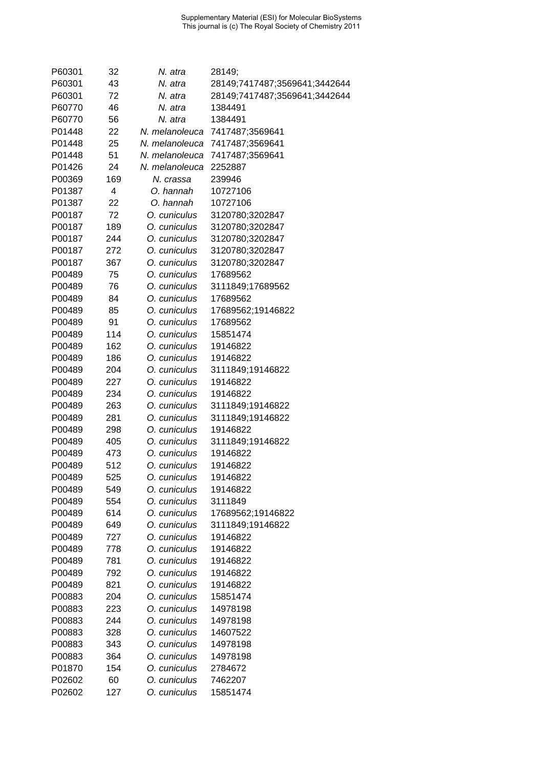| | | | |
|---|---|---|---|
| P60301 | 32 | *N. atra* | 28149; |
| P60301 | 43 | *N. atra* | 28149;7417487;3569641;3442644 |
| P60301 | 72 | *N. atra* | 28149;7417487;3569641;3442644 |
| P60770 | 46 | *N. atra* | 1384491 |
| P60770 | 56 | *N. atra* | 1384491 |
| P01448 | 22 | *N. melanoleuca* | 7417487;3569641 |
| P01448 | 25 | *N. melanoleuca* | 7417487;3569641 |
| P01448 | 51 | *N. melanoleuca* | 7417487;3569641 |
| P01426 | 24 | *N. melanoleuca* | 2252887 |
| P00369 | 169 | *N. crassa* | 239946 |
| P01387 | 4 | *O. hannah* | 10727106 |
| P01387 | 22 | *O. hannah* | 10727106 |
| P00187 | 72 | *O. cuniculus* | 3120780;3202847 |
| P00187 | 189 | *O. cuniculus* | 3120780;3202847 |
| P00187 | 244 | *O. cuniculus* | 3120780;3202847 |
| P00187 | 272 | *O. cuniculus* | 3120780;3202847 |
| P00187 | 367 | *O. cuniculus* | 3120780;3202847 |
| P00489 | 75 | *O. cuniculus* | 17689562 |
| P00489 | 76 | *O. cuniculus* | 3111849;17689562 |
| P00489 | 84 | *O. cuniculus* | 17689562 |
| P00489 | 85 | *O. cuniculus* | 17689562;19146822 |
| P00489 | 91 | *O. cuniculus* | 17689562 |
| P00489 | 114 | *O. cuniculus* | 15851474 |
| P00489 | 162 | *O. cuniculus* | 19146822 |
| P00489 | 186 | *O. cuniculus* | 19146822 |
| P00489 | 204 | *O. cuniculus* | 3111849;19146822 |
| P00489 | 227 | *O. cuniculus* | 19146822 |
| P00489 | 234 | *O. cuniculus* | 19146822 |
| P00489 | 263 | *O. cuniculus* | 3111849;19146822 |
| P00489 | 281 | *O. cuniculus* | 3111849;19146822 |
| P00489 | 298 | *O. cuniculus* | 19146822 |
| P00489 | 405 | *O. cuniculus* | 3111849;19146822 |
| P00489 | 473 | *O. cuniculus* | 19146822 |
| P00489 | 512 | *O. cuniculus* | 19146822 |
| P00489 | 525 | *O. cuniculus* | 19146822 |
| P00489 | 549 | *O. cuniculus* | 19146822 |
| P00489 | 554 | *O. cuniculus* | 3111849 |
| P00489 | 614 | *O. cuniculus* | 17689562;19146822 |
| P00489 | 649 | *O. cuniculus* | 3111849;19146822 |
| P00489 | 727 | *O. cuniculus* | 19146822 |
| P00489 | 778 | *O. cuniculus* | 19146822 |
| P00489 | 781 | *O. cuniculus* | 19146822 |
| P00489 | 792 | *O. cuniculus* | 19146822 |
| P00489 | 821 | *O. cuniculus* | 19146822 |
| P00883 | 204 | *O. cuniculus* | 15851474 |
| P00883 | 223 | *O. cuniculus* | 14978198 |
| P00883 | 244 | *O. cuniculus* | 14978198 |
| P00883 | 328 | *O. cuniculus* | 14607522 |
| P00883 | 343 | *O. cuniculus* | 14978198 |
| P00883 | 364 | *O. cuniculus* | 14978198 |
| P01870 | 154 | *O. cuniculus* | 2784672 |
| P02602 | 60 | *O. cuniculus* | 7462207 |
| P02602 | 127 | *O. cuniculus* | 15851474 |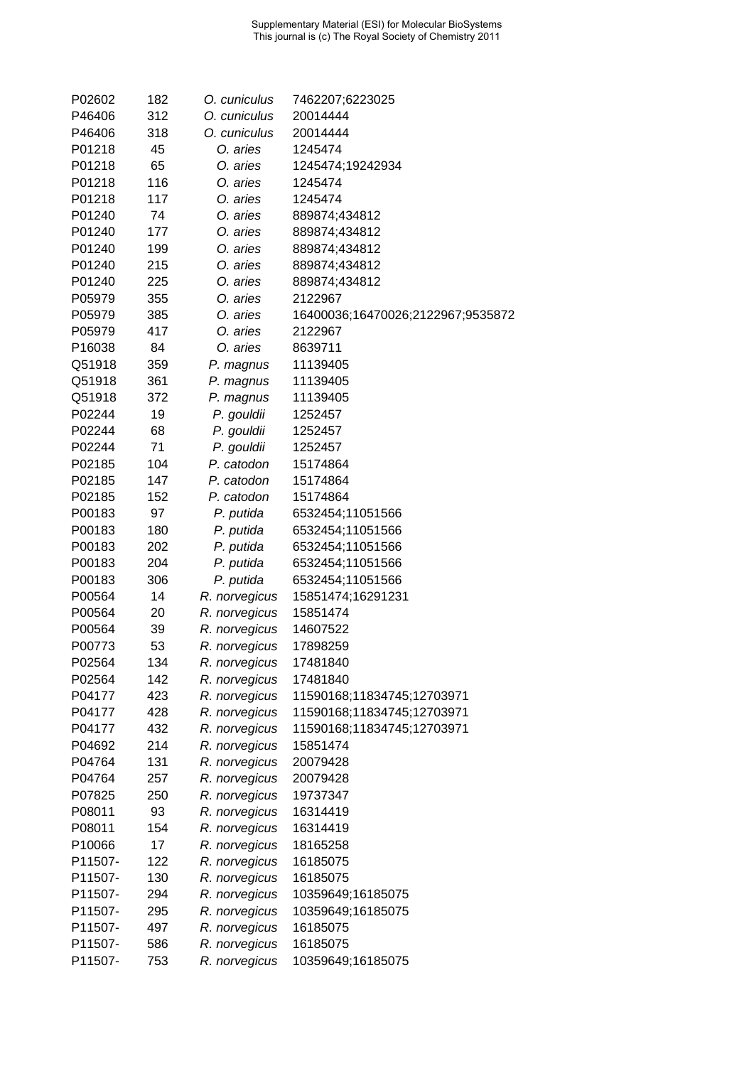| | | | |
|---|---|---|---|
| P02602 | 182 | *O. cuniculus* | 7462207;6223025 |
| P46406 | 312 | *O. cuniculus* | 20014444 |
| P46406 | 318 | *O. cuniculus* | 20014444 |
| P01218 | 45 | *O. aries* | 1245474 |
| P01218 | 65 | *O. aries* | 1245474;19242934 |
| P01218 | 116 | *O. aries* | 1245474 |
| P01218 | 117 | *O. aries* | 1245474 |
| P01240 | 74 | *O. aries* | 889874;434812 |
| P01240 | 177 | *O. aries* | 889874;434812 |
| P01240 | 199 | *O. aries* | 889874;434812 |
| P01240 | 215 | *O. aries* | 889874;434812 |
| P01240 | 225 | *O. aries* | 889874;434812 |
| P05979 | 355 | *O. aries* | 2122967 |
| P05979 | 385 | *O. aries* | 16400036;16470026;2122967;9535872 |
| P05979 | 417 | *O. aries* | 2122967 |
| P16038 | 84 | *O. aries* | 8639711 |
| Q51918 | 359 | *P. magnus* | 11139405 |
| Q51918 | 361 | *P. magnus* | 11139405 |
| Q51918 | 372 | *P. magnus* | 11139405 |
| P02244 | 19 | *P. gouldii* | 1252457 |
| P02244 | 68 | *P. gouldii* | 1252457 |
| P02244 | 71 | *P. gouldii* | 1252457 |
| P02185 | 104 | *P. catodon* | 15174864 |
| P02185 | 147 | *P. catodon* | 15174864 |
| P02185 | 152 | *P. catodon* | 15174864 |
| P00183 | 97 | *P. putida* | 6532454;11051566 |
| P00183 | 180 | *P. putida* | 6532454;11051566 |
| P00183 | 202 | *P. putida* | 6532454;11051566 |
| P00183 | 204 | *P. putida* | 6532454;11051566 |
| P00183 | 306 | *P. putida* | 6532454;11051566 |
| P00564 | 14 | *R. norvegicus* | 15851474;16291231 |
| P00564 | 20 | *R. norvegicus* | 15851474 |
| P00564 | 39 | *R. norvegicus* | 14607522 |
| P00773 | 53 | *R. norvegicus* | 17898259 |
| P02564 | 134 | *R. norvegicus* | 17481840 |
| P02564 | 142 | *R. norvegicus* | 17481840 |
| P04177 | 423 | *R. norvegicus* | 11590168;11834745;12703971 |
| P04177 | 428 | *R. norvegicus* | 11590168;11834745;12703971 |
| P04177 | 432 | *R. norvegicus* | 11590168;11834745;12703971 |
| P04692 | 214 | *R. norvegicus* | 15851474 |
| P04764 | 131 | *R. norvegicus* | 20079428 |
| P04764 | 257 | *R. norvegicus* | 20079428 |
| P07825 | 250 | *R. norvegicus* | 19737347 |
| P08011 | 93 | *R. norvegicus* | 16314419 |
| P08011 | 154 | *R. norvegicus* | 16314419 |
| P10066 | 17 | *R. norvegicus* | 18165258 |
| P11507- | 122 | *R. norvegicus* | 16185075 |
| P11507- | 130 | *R. norvegicus* | 16185075 |
| P11507- | 294 | *R. norvegicus* | 10359649;16185075 |
| P11507- | 295 | *R. norvegicus* | 10359649;16185075 |
| P11507- | 497 | *R. norvegicus* | 16185075 |
| P11507- | 586 | *R. norvegicus* | 16185075 |
| P11507- | 753 | *R. norvegicus* | 10359649;16185075 |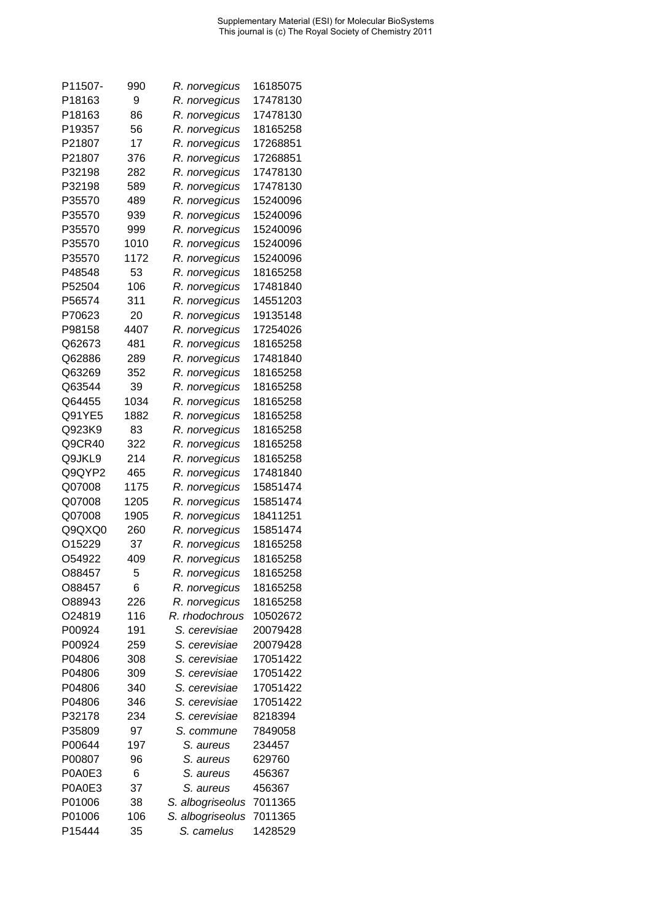| | | | |
|---|---|---|---|
| P11507- | 990 | *R. norvegicus* | 16185075 |
| P18163 | 9 | *R. norvegicus* | 17478130 |
| P18163 | 86 | *R. norvegicus* | 17478130 |
| P19357 | 56 | *R. norvegicus* | 18165258 |
| P21807 | 17 | *R. norvegicus* | 17268851 |
| P21807 | 376 | *R. norvegicus* | 17268851 |
| P32198 | 282 | *R. norvegicus* | 17478130 |
| P32198 | 589 | *R. norvegicus* | 17478130 |
| P35570 | 489 | *R. norvegicus* | 15240096 |
| P35570 | 939 | *R. norvegicus* | 15240096 |
| P35570 | 999 | *R. norvegicus* | 15240096 |
| P35570 | 1010 | *R. norvegicus* | 15240096 |
| P35570 | 1172 | *R. norvegicus* | 15240096 |
| P48548 | 53 | *R. norvegicus* | 18165258 |
| P52504 | 106 | *R. norvegicus* | 17481840 |
| P56574 | 311 | *R. norvegicus* | 14551203 |
| P70623 | 20 | *R. norvegicus* | 19135148 |
| P98158 | 4407 | *R. norvegicus* | 17254026 |
| Q62673 | 481 | *R. norvegicus* | 18165258 |
| Q62886 | 289 | *R. norvegicus* | 17481840 |
| Q63269 | 352 | *R. norvegicus* | 18165258 |
| Q63544 | 39 | *R. norvegicus* | 18165258 |
| Q64455 | 1034 | *R. norvegicus* | 18165258 |
| Q91YE5 | 1882 | *R. norvegicus* | 18165258 |
| Q923K9 | 83 | *R. norvegicus* | 18165258 |
| Q9CR40 | 322 | *R. norvegicus* | 18165258 |
| Q9JKL9 | 214 | *R. norvegicus* | 18165258 |
| Q9QYP2 | 465 | *R. norvegicus* | 17481840 |
| Q07008 | 1175 | *R. norvegicus* | 15851474 |
| Q07008 | 1205 | *R. norvegicus* | 15851474 |
| Q07008 | 1905 | *R. norvegicus* | 18411251 |
| Q9QXQ0 | 260 | *R. norvegicus* | 15851474 |
| O15229 | 37 | *R. norvegicus* | 18165258 |
| O54922 | 409 | *R. norvegicus* | 18165258 |
| O88457 | 5 | *R. norvegicus* | 18165258 |
| O88457 | 6 | *R. norvegicus* | 18165258 |
| O88943 | 226 | *R. norvegicus* | 18165258 |
| O24819 | 116 | *R. rhodochrous* | 10502672 |
| P00924 | 191 | *S. cerevisiae* | 20079428 |
| P00924 | 259 | *S. cerevisiae* | 20079428 |
| P04806 | 308 | *S. cerevisiae* | 17051422 |
| P04806 | 309 | *S. cerevisiae* | 17051422 |
| P04806 | 340 | *S. cerevisiae* | 17051422 |
| P04806 | 346 | *S. cerevisiae* | 17051422 |
| P32178 | 234 | *S. cerevisiae* | 8218394 |
| P35809 | 97 | *S. commune* | 7849058 |
| P00644 | 197 | *S. aureus* | 234457 |
| P00807 | 96 | *S. aureus* | 629760 |
| P0A0E3 | 6 | *S. aureus* | 456367 |
| P0A0E3 | 37 | *S. aureus* | 456367 |
| P01006 | 38 | *S. albogriseolus* | 7011365 |
| P01006 | 106 | *S. albogriseolus* | 7011365 |
| P15444 | 35 | *S. camelus* | 1428529 |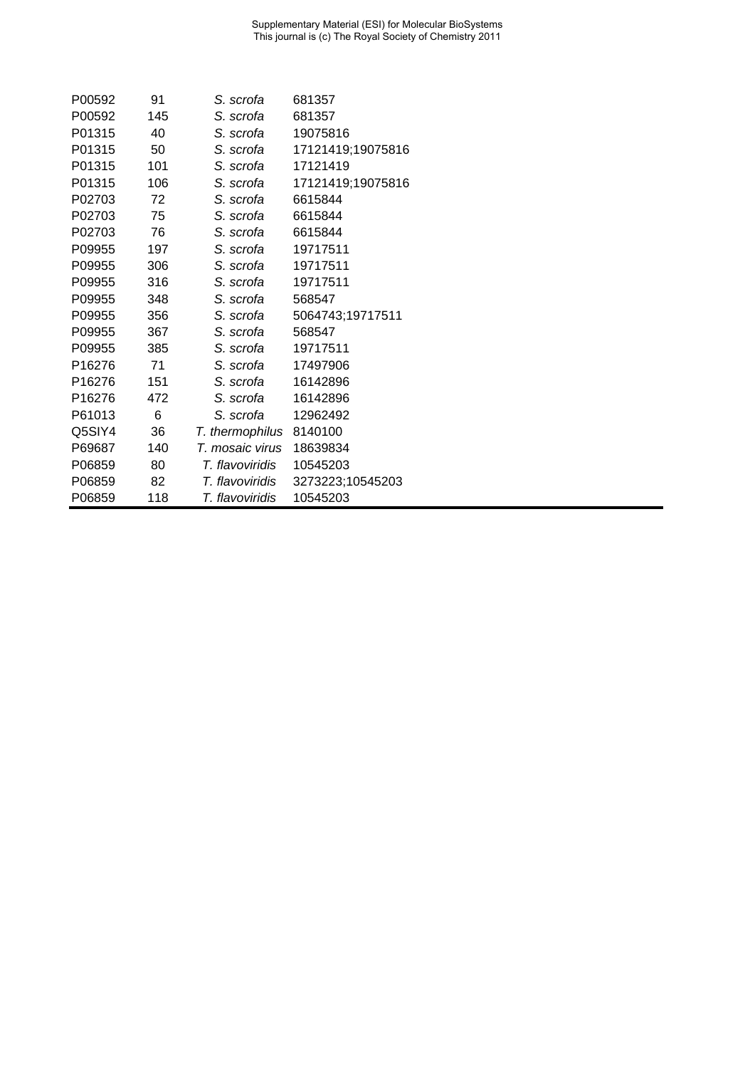| | | | |
|---|---|---|---|
| P00592 | 91 | *S. scrofa* | 681357 |
| P00592 | 145 | *S. scrofa* | 681357 |
| P01315 | 40 | *S. scrofa* | 19075816 |
| P01315 | 50 | *S. scrofa* | 17121419;19075816 |
| P01315 | 101 | *S. scrofa* | 17121419 |
| P01315 | 106 | *S. scrofa* | 17121419;19075816 |
| P02703 | 72 | *S. scrofa* | 6615844 |
| P02703 | 75 | *S. scrofa* | 6615844 |
| P02703 | 76 | *S. scrofa* | 6615844 |
| P09955 | 197 | *S. scrofa* | 19717511 |
| P09955 | 306 | *S. scrofa* | 19717511 |
| P09955 | 316 | *S. scrofa* | 19717511 |
| P09955 | 348 | *S. scrofa* | 568547 |
| P09955 | 356 | *S. scrofa* | 5064743;19717511 |
| P09955 | 367 | *S. scrofa* | 568547 |
| P09955 | 385 | *S. scrofa* | 19717511 |
| P16276 | 71 | *S. scrofa* | 17497906 |
| P16276 | 151 | *S. scrofa* | 16142896 |
| P16276 | 472 | *S. scrofa* | 16142896 |
| P61013 | 6 | *S. scrofa* | 12962492 |
| Q5SIY4 | 36 | *T. thermophilus* | 8140100 |
| P69687 | 140 | *T. mosaic virus* | 18639834 |
| P06859 | 80 | *T. flavoviridis* | 10545203 |
| P06859 | 82 | *T. flavoviridis* | 3273223;10545203 |
| P06859 | 118 | *T. flavoviridis* | 10545203 |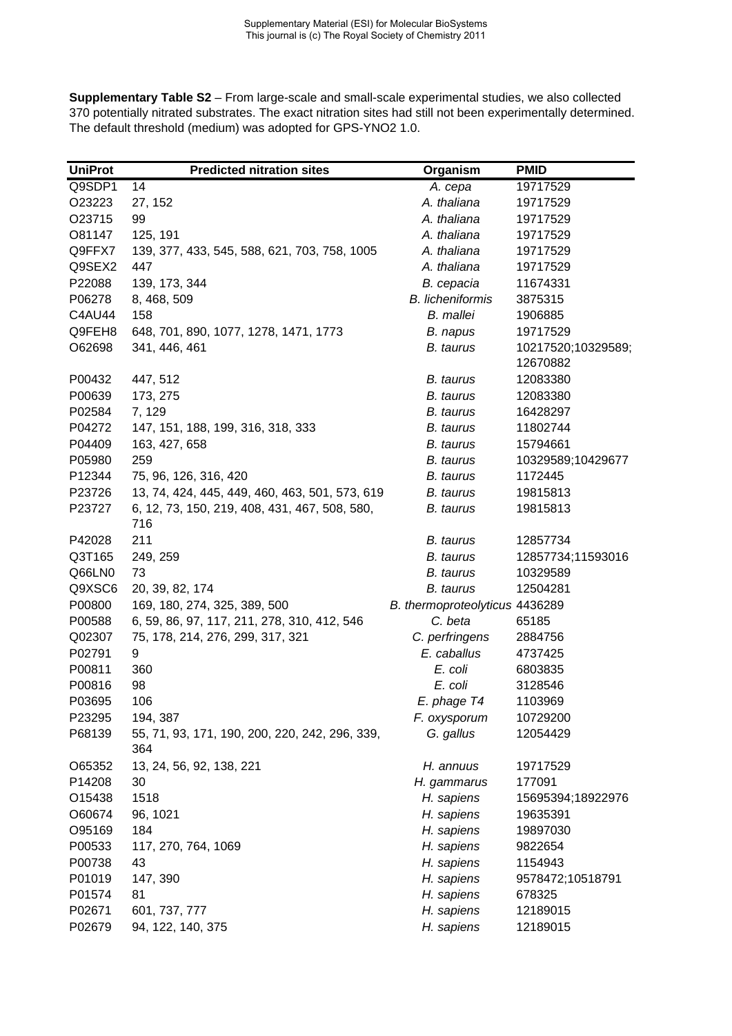**Supplementary Table S2** – From large-scale and small-scale experimental studies, we also collected 370 potentially nitrated substrates. The exact nitration sites had still not been experimentally determined. The default threshold (medium) was adopted for GPS-YNO2 1.0.

| UniProt | Predicted nitration sites | Organism | PMID |
|---|---|---|---|
| Q9SDP1 | 14 | *A. cepa* | 19717529 |
| O23223 | 27, 152 | *A. thaliana* | 19717529 |
| O23715 | 99 | *A. thaliana* | 19717529 |
| O81147 | 125, 191 | *A. thaliana* | 19717529 |
| Q9FFX7 | 139, 377, 433, 545, 588, 621, 703, 758, 1005 | *A. thaliana* | 19717529 |
| Q9SEX2 | 447 | *A. thaliana* | 19717529 |
| P22088 | 139, 173, 344 | *B. cepacia* | 11674331 |
| P06278 | 8, 468, 509 | *B. licheniformis* | 3875315 |
| C4AU44 | 158 | *B. mallei* | 1906885 |
| Q9FEH8 | 648, 701, 890, 1077, 1278, 1471, 1773 | *B. napus* | 19717529 |
| O62698 | 341, 446, 461 | *B. taurus* | 10217520;10329589; 12670882 |
| P00432 | 447, 512 | *B. taurus* | 12083380 |
| P00639 | 173, 275 | *B. taurus* | 12083380 |
| P02584 | 7, 129 | *B. taurus* | 16428297 |
| P04272 | 147, 151, 188, 199, 316, 318, 333 | *B. taurus* | 11802744 |
| P04409 | 163, 427, 658 | *B. taurus* | 15794661 |
| P05980 | 259 | *B. taurus* | 10329589;10429677 |
| P12344 | 75, 96, 126, 316, 420 | *B. taurus* | 1172445 |
| P23726 | 13, 74, 424, 445, 449, 460, 463, 501, 573, 619 | *B. taurus* | 19815813 |
| P23727 | 6, 12, 73, 150, 219, 408, 431, 467, 508, 580, 716 | *B. taurus* | 19815813 |
| P42028 | 211 | *B. taurus* | 12857734 |
| Q3T165 | 249, 259 | *B. taurus* | 12857734;11593016 |
| Q66LN0 | 73 | *B. taurus* | 10329589 |
| Q9XSC6 | 20, 39, 82, 174 | *B. taurus* | 12504281 |
| P00800 | 169, 180, 274, 325, 389, 500 | *B. thermoproteolyticus* | 4436289 |
| P00588 | 6, 59, 86, 97, 117, 211, 278, 310, 412, 546 | *C. beta* | 65185 |
| Q02307 | 75, 178, 214, 276, 299, 317, 321 | *C. perfringens* | 2884756 |
| P02791 | 9 | *E. caballus* | 4737425 |
| P00811 | 360 | *E. coli* | 6803835 |
| P00816 | 98 | *E. coli* | 3128546 |
| P03695 | 106 | *E. phage T4* | 1103969 |
| P23295 | 194, 387 | *F. oxysporum* | 10729200 |
| P68139 | 55, 71, 93, 171, 190, 200, 220, 242, 296, 339, 364 | *G. gallus* | 12054429 |
| O65352 | 13, 24, 56, 92, 138, 221 | *H. annuus* | 19717529 |
| P14208 | 30 | *H. gammarus* | 177091 |
| O15438 | 1518 | *H. sapiens* | 15695394;18922976 |
| O60674 | 96, 1021 | *H. sapiens* | 19635391 |
| O95169 | 184 | *H. sapiens* | 19897030 |
| P00533 | 117, 270, 764, 1069 | *H. sapiens* | 9822654 |
| P00738 | 43 | *H. sapiens* | 1154943 |
| P01019 | 147, 390 | *H. sapiens* | 9578472;10518791 |
| P01574 | 81 | *H. sapiens* | 678325 |
| P02671 | 601, 737, 777 | *H. sapiens* | 12189015 |
| P02679 | 94, 122, 140, 375 | *H. sapiens* | 12189015 |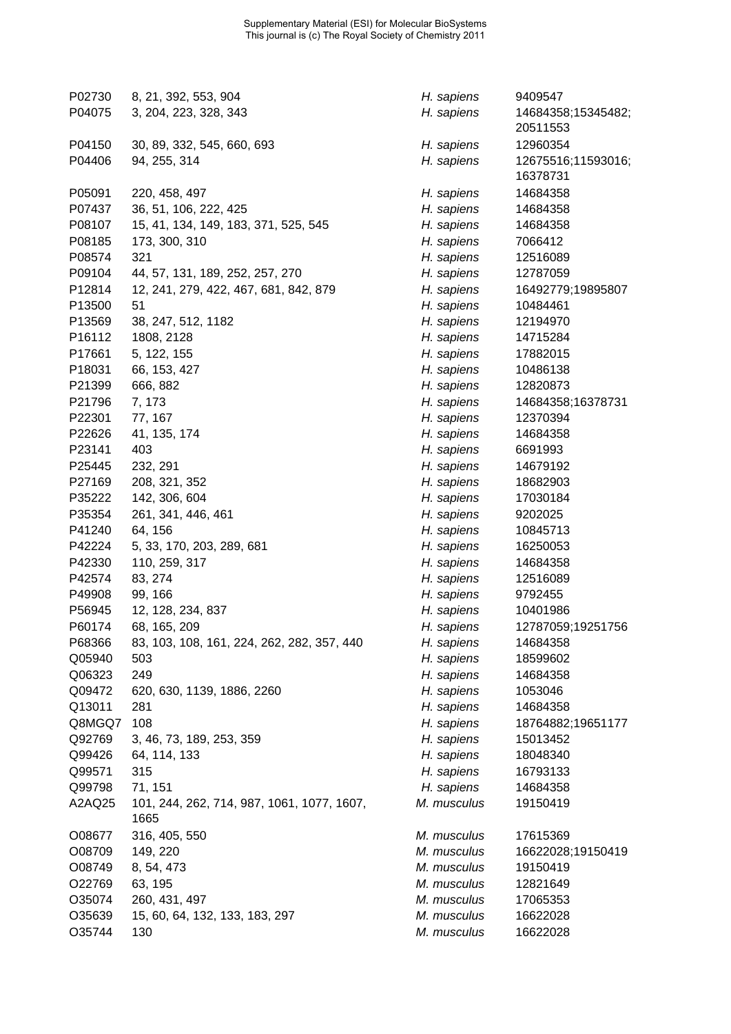| | | | |
|---|---|---|---|
| P02730 | 8, 21, 392, 553, 904 | *H. sapiens* | 9409547 |
| P04075 | 3, 204, 223, 328, 343 | *H. sapiens* | 14684358;15345482; 20511553 |
| P04150 | 30, 89, 332, 545, 660, 693 | *H. sapiens* | 12960354 |
| P04406 | 94, 255, 314 | *H. sapiens* | 12675516;11593016; 16378731 |
| P05091 | 220, 458, 497 | *H. sapiens* | 14684358 |
| P07437 | 36, 51, 106, 222, 425 | *H. sapiens* | 14684358 |
| P08107 | 15, 41, 134, 149, 183, 371, 525, 545 | *H. sapiens* | 14684358 |
| P08185 | 173, 300, 310 | *H. sapiens* | 7066412 |
| P08574 | 321 | *H. sapiens* | 12516089 |
| P09104 | 44, 57, 131, 189, 252, 257, 270 | *H. sapiens* | 12787059 |
| P12814 | 12, 241, 279, 422, 467, 681, 842, 879 | *H. sapiens* | 16492779;19895807 |
| P13500 | 51 | *H. sapiens* | 10484461 |
| P13569 | 38, 247, 512, 1182 | *H. sapiens* | 12194970 |
| P16112 | 1808, 2128 | *H. sapiens* | 14715284 |
| P17661 | 5, 122, 155 | *H. sapiens* | 17882015 |
| P18031 | 66, 153, 427 | *H. sapiens* | 10486138 |
| P21399 | 666, 882 | *H. sapiens* | 12820873 |
| P21796 | 7, 173 | *H. sapiens* | 14684358;16378731 |
| P22301 | 77, 167 | *H. sapiens* | 12370394 |
| P22626 | 41, 135, 174 | *H. sapiens* | 14684358 |
| P23141 | 403 | *H. sapiens* | 6691993 |
| P25445 | 232, 291 | *H. sapiens* | 14679192 |
| P27169 | 208, 321, 352 | *H. sapiens* | 18682903 |
| P35222 | 142, 306, 604 | *H. sapiens* | 17030184 |
| P35354 | 261, 341, 446, 461 | *H. sapiens* | 9202025 |
| P41240 | 64, 156 | *H. sapiens* | 10845713 |
| P42224 | 5, 33, 170, 203, 289, 681 | *H. sapiens* | 16250053 |
| P42330 | 110, 259, 317 | *H. sapiens* | 14684358 |
| P42574 | 83, 274 | *H. sapiens* | 12516089 |
| P49908 | 99, 166 | *H. sapiens* | 9792455 |
| P56945 | 12, 128, 234, 837 | *H. sapiens* | 10401986 |
| P60174 | 68, 165, 209 | *H. sapiens* | 12787059;19251756 |
| P68366 | 83, 103, 108, 161, 224, 262, 282, 357, 440 | *H. sapiens* | 14684358 |
| Q05940 | 503 | *H. sapiens* | 18599602 |
| Q06323 | 249 | *H. sapiens* | 14684358 |
| Q09472 | 620, 630, 1139, 1886, 2260 | *H. sapiens* | 1053046 |
| Q13011 | 281 | *H. sapiens* | 14684358 |
| Q8MGQ7 | 108 | *H. sapiens* | 18764882;19651177 |
| Q92769 | 3, 46, 73, 189, 253, 359 | *H. sapiens* | 15013452 |
| Q99426 | 64, 114, 133 | *H. sapiens* | 18048340 |
| Q99571 | 315 | *H. sapiens* | 16793133 |
| Q99798 | 71, 151 | *H. sapiens* | 14684358 |
| A2AQ25 | 101, 244, 262, 714, 987, 1061, 1077, 1607, 1665 | *M. musculus* | 19150419 |
| O08677 | 316, 405, 550 | *M. musculus* | 17615369 |
| O08709 | 149, 220 | *M. musculus* | 16622028;19150419 |
| O08749 | 8, 54, 473 | *M. musculus* | 19150419 |
| O22769 | 63, 195 | *M. musculus* | 12821649 |
| O35074 | 260, 431, 497 | *M. musculus* | 17065353 |
| O35639 | 15, 60, 64, 132, 133, 183, 297 | *M. musculus* | 16622028 |
| O35744 | 130 | *M. musculus* | 16622028 |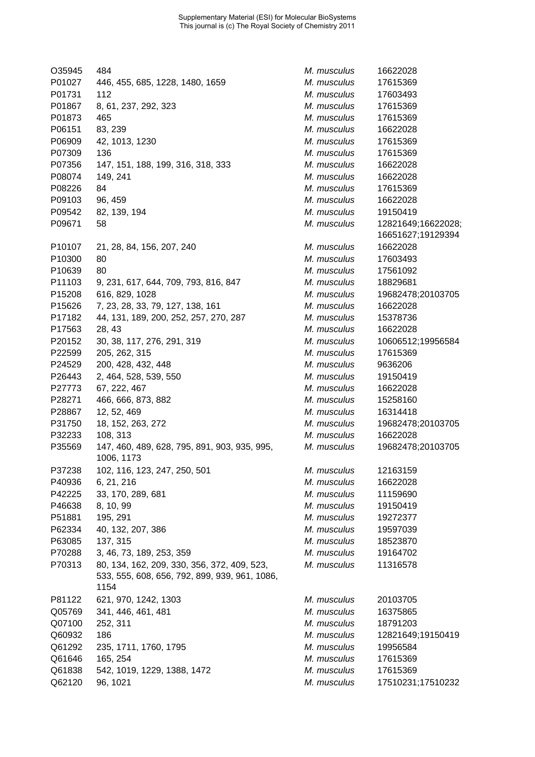| | | | |
|---|---|---|---|
| O35945 | 484 | *M. musculus* | 16622028 |
| P01027 | 446, 455, 685, 1228, 1480, 1659 | *M. musculus* | 17615369 |
| P01731 | 112 | *M. musculus* | 17603493 |
| P01867 | 8, 61, 237, 292, 323 | *M. musculus* | 17615369 |
| P01873 | 465 | *M. musculus* | 17615369 |
| P06151 | 83, 239 | *M. musculus* | 16622028 |
| P06909 | 42, 1013, 1230 | *M. musculus* | 17615369 |
| P07309 | 136 | *M. musculus* | 17615369 |
| P07356 | 147, 151, 188, 199, 316, 318, 333 | *M. musculus* | 16622028 |
| P08074 | 149, 241 | *M. musculus* | 16622028 |
| P08226 | 84 | *M. musculus* | 17615369 |
| P09103 | 96, 459 | *M. musculus* | 16622028 |
| P09542 | 82, 139, 194 | *M. musculus* | 19150419 |
| P09671 | 58 | *M. musculus* | 12821649;16622028; 16651627;19129394 |
| P10107 | 21, 28, 84, 156, 207, 240 | *M. musculus* | 16622028 |
| P10300 | 80 | *M. musculus* | 17603493 |
| P10639 | 80 | *M. musculus* | 17561092 |
| P11103 | 9, 231, 617, 644, 709, 793, 816, 847 | *M. musculus* | 18829681 |
| P15208 | 616, 829, 1028 | *M. musculus* | 19682478;20103705 |
| P15626 | 7, 23, 28, 33, 79, 127, 138, 161 | *M. musculus* | 16622028 |
| P17182 | 44, 131, 189, 200, 252, 257, 270, 287 | *M. musculus* | 15378736 |
| P17563 | 28, 43 | *M. musculus* | 16622028 |
| P20152 | 30, 38, 117, 276, 291, 319 | *M. musculus* | 10606512;19956584 |
| P22599 | 205, 262, 315 | *M. musculus* | 17615369 |
| P24529 | 200, 428, 432, 448 | *M. musculus* | 9636206 |
| P26443 | 2, 464, 528, 539, 550 | *M. musculus* | 19150419 |
| P27773 | 67, 222, 467 | *M. musculus* | 16622028 |
| P28271 | 466, 666, 873, 882 | *M. musculus* | 15258160 |
| P28867 | 12, 52, 469 | *M. musculus* | 16314418 |
| P31750 | 18, 152, 263, 272 | *M. musculus* | 19682478;20103705 |
| P32233 | 108, 313 | *M. musculus* | 16622028 |
| P35569 | 147, 460, 489, 628, 795, 891, 903, 935, 995, 1006, 1173 | *M. musculus* | 19682478;20103705 |
| P37238 | 102, 116, 123, 247, 250, 501 | *M. musculus* | 12163159 |
| P40936 | 6, 21, 216 | *M. musculus* | 16622028 |
| P42225 | 33, 170, 289, 681 | *M. musculus* | 11159690 |
| P46638 | 8, 10, 99 | *M. musculus* | 19150419 |
| P51881 | 195, 291 | *M. musculus* | 19272377 |
| P62334 | 40, 132, 207, 386 | *M. musculus* | 19597039 |
| P63085 | 137, 315 | *M. musculus* | 18523870 |
| P70288 | 3, 46, 73, 189, 253, 359 | *M. musculus* | 19164702 |
| P70313 | 80, 134, 162, 209, 330, 356, 372, 409, 523, 533, 555, 608, 656, 792, 899, 939, 961, 1086, 1154 | *M. musculus* | 11316578 |
| P81122 | 621, 970, 1242, 1303 | *M. musculus* | 20103705 |
| Q05769 | 341, 446, 461, 481 | *M. musculus* | 16375865 |
| Q07100 | 252, 311 | *M. musculus* | 18791203 |
| Q60932 | 186 | *M. musculus* | 12821649;19150419 |
| Q61292 | 235, 1711, 1760, 1795 | *M. musculus* | 19956584 |
| Q61646 | 165, 254 | *M. musculus* | 17615369 |
| Q61838 | 542, 1019, 1229, 1388, 1472 | *M. musculus* | 17615369 |
| Q62120 | 96, 1021 | *M. musculus* | 17510231;17510232 |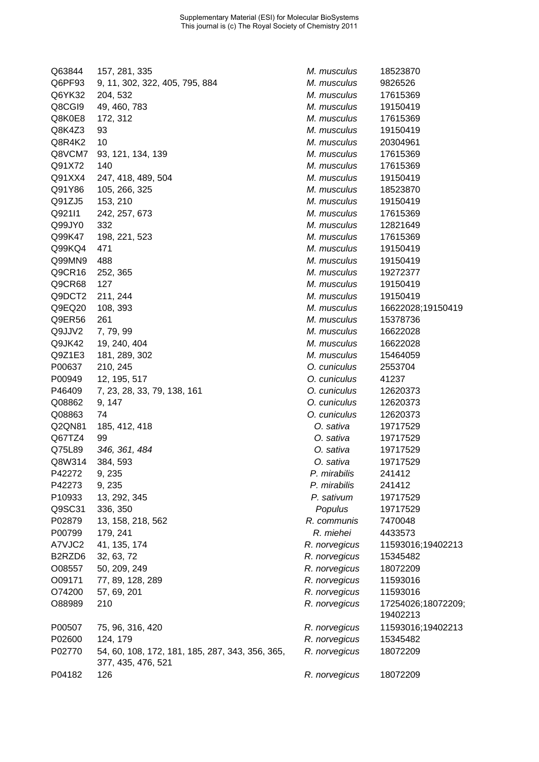| | | | |
|---|---|---|---|
| Q63844 | 157, 281, 335 | *M. musculus* | 18523870 |
| Q6PF93 | 9, 11, 302, 322, 405, 795, 884 | *M. musculus* | 9826526 |
| Q6YK32 | 204, 532 | *M. musculus* | 17615369 |
| Q8CGI9 | 49, 460, 783 | *M. musculus* | 19150419 |
| Q8K0E8 | 172, 312 | *M. musculus* | 17615369 |
| Q8K4Z3 | 93 | *M. musculus* | 19150419 |
| Q8R4K2 | 10 | *M. musculus* | 20304961 |
| Q8VCM7 | 93, 121, 134, 139 | *M. musculus* | 17615369 |
| Q91X72 | 140 | *M. musculus* | 17615369 |
| Q91XX4 | 247, 418, 489, 504 | *M. musculus* | 19150419 |
| Q91Y86 | 105, 266, 325 | *M. musculus* | 18523870 |
| Q91ZJ5 | 153, 210 | *M. musculus* | 19150419 |
| Q921I1 | 242, 257, 673 | *M. musculus* | 17615369 |
| Q99JY0 | 332 | *M. musculus* | 12821649 |
| Q99K47 | 198, 221, 523 | *M. musculus* | 17615369 |
| Q99KQ4 | 471 | *M. musculus* | 19150419 |
| Q99MN9 | 488 | *M. musculus* | 19150419 |
| Q9CR16 | 252, 365 | *M. musculus* | 19272377 |
| Q9CR68 | 127 | *M. musculus* | 19150419 |
| Q9DCT2 | 211, 244 | *M. musculus* | 19150419 |
| Q9EQ20 | 108, 393 | *M. musculus* | 16622028;19150419 |
| Q9ER56 | 261 | *M. musculus* | 15378736 |
| Q9JJV2 | 7, 79, 99 | *M. musculus* | 16622028 |
| Q9JK42 | 19, 240, 404 | *M. musculus* | 16622028 |
| Q9Z1E3 | 181, 289, 302 | *M. musculus* | 15464059 |
| P00637 | 210, 245 | *O. cuniculus* | 2553704 |
| P00949 | 12, 195, 517 | *O. cuniculus* | 41237 |
| P46409 | 7, 23, 28, 33, 79, 138, 161 | *O. cuniculus* | 12620373 |
| Q08862 | 9, 147 | *O. cuniculus* | 12620373 |
| Q08863 | 74 | *O. cuniculus* | 12620373 |
| Q2QN81 | 185, 412, 418 | *O. sativa* | 19717529 |
| Q67TZ4 | 99 | *O. sativa* | 19717529 |
| Q75L89 | *346, 361, 484* | *O. sativa* | 19717529 |
| Q8W314 | 384, 593 | *O. sativa* | 19717529 |
| P42272 | 9, 235 | *P. mirabilis* | 241412 |
| P42273 | 9, 235 | *P. mirabilis* | 241412 |
| P10933 | 13, 292, 345 | *P. sativum* | 19717529 |
| Q9SC31 | 336, 350 | *Populus* | 19717529 |
| P02879 | 13, 158, 218, 562 | *R. communis* | 7470048 |
| P00799 | 179, 241 | *R. miehei* | 4433573 |
| A7VJC2 | 41, 135, 174 | *R. norvegicus* | 11593016;19402213 |
| B2RZD6 | 32, 63, 72 | *R. norvegicus* | 15345482 |
| O08557 | 50, 209, 249 | *R. norvegicus* | 18072209 |
| O09171 | 77, 89, 128, 289 | *R. norvegicus* | 11593016 |
| O74200 | 57, 69, 201 | *R. norvegicus* | 11593016 |
| O88989 | 210 | *R. norvegicus* | 17254026;18072209; 19402213 |
| P00507 | 75, 96, 316, 420 | *R. norvegicus* | 11593016;19402213 |
| P02600 | 124, 179 | *R. norvegicus* | 15345482 |
| P02770 | 54, 60, 108, 172, 181, 185, 287, 343, 356, 365, 377, 435, 476, 521 | *R. norvegicus* | 18072209 |
| P04182 | 126 | *R. norvegicus* | 18072209 |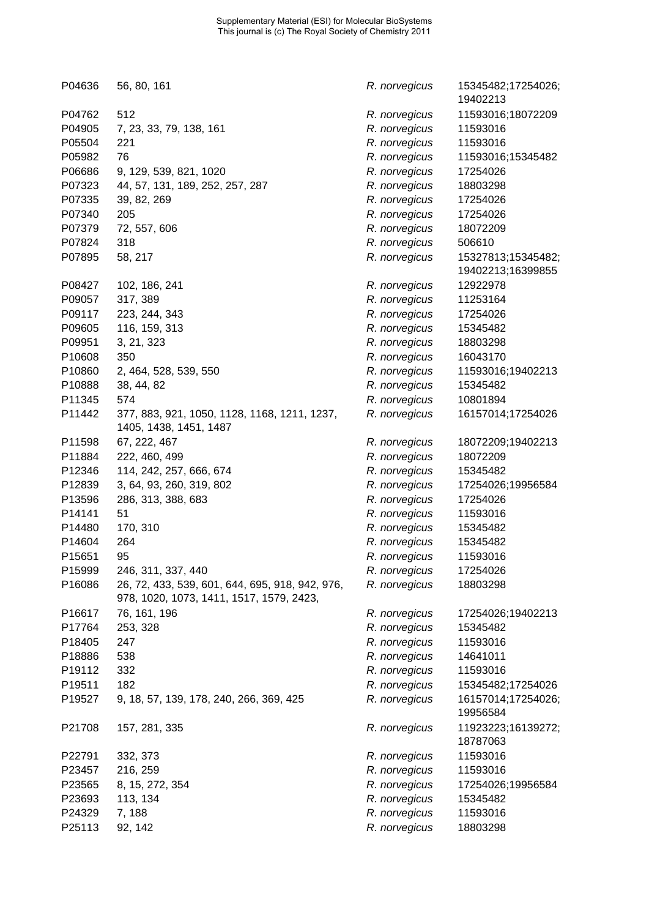| | | | |
|---|---|---|---|
| P04636 | 56, 80, 161 | *R. norvegicus* | 15345482;17254026; 19402213 |
| P04762 | 512 | *R. norvegicus* | 11593016;18072209 |
| P04905 | 7, 23, 33, 79, 138, 161 | *R. norvegicus* | 11593016 |
| P05504 | 221 | *R. norvegicus* | 11593016 |
| P05982 | 76 | *R. norvegicus* | 11593016;15345482 |
| P06686 | 9, 129, 539, 821, 1020 | *R. norvegicus* | 17254026 |
| P07323 | 44, 57, 131, 189, 252, 257, 287 | *R. norvegicus* | 18803298 |
| P07335 | 39, 82, 269 | *R. norvegicus* | 17254026 |
| P07340 | 205 | *R. norvegicus* | 17254026 |
| P07379 | 72, 557, 606 | *R. norvegicus* | 18072209 |
| P07824 | 318 | *R. norvegicus* | 506610 |
| P07895 | 58, 217 | *R. norvegicus* | 15327813;15345482; 19402213;16399855 |
| P08427 | 102, 186, 241 | *R. norvegicus* | 12922978 |
| P09057 | 317, 389 | *R. norvegicus* | 11253164 |
| P09117 | 223, 244, 343 | *R. norvegicus* | 17254026 |
| P09605 | 116, 159, 313 | *R. norvegicus* | 15345482 |
| P09951 | 3, 21, 323 | *R. norvegicus* | 18803298 |
| P10608 | 350 | *R. norvegicus* | 16043170 |
| P10860 | 2, 464, 528, 539, 550 | *R. norvegicus* | 11593016;19402213 |
| P10888 | 38, 44, 82 | *R. norvegicus* | 15345482 |
| P11345 | 574 | *R. norvegicus* | 10801894 |
| P11442 | 377, 883, 921, 1050, 1128, 1168, 1211, 1237, 1405, 1438, 1451, 1487 | *R. norvegicus* | 16157014;17254026 |
| P11598 | 67, 222, 467 | *R. norvegicus* | 18072209;19402213 |
| P11884 | 222, 460, 499 | *R. norvegicus* | 18072209 |
| P12346 | 114, 242, 257, 666, 674 | *R. norvegicus* | 15345482 |
| P12839 | 3, 64, 93, 260, 319, 802 | *R. norvegicus* | 17254026;19956584 |
| P13596 | 286, 313, 388, 683 | *R. norvegicus* | 17254026 |
| P14141 | 51 | *R. norvegicus* | 11593016 |
| P14480 | 170, 310 | *R. norvegicus* | 15345482 |
| P14604 | 264 | *R. norvegicus* | 15345482 |
| P15651 | 95 | *R. norvegicus* | 11593016 |
| P15999 | 246, 311, 337, 440 | *R. norvegicus* | 17254026 |
| P16086 | 26, 72, 433, 539, 601, 644, 695, 918, 942, 976, 978, 1020, 1073, 1411, 1517, 1579, 2423, | *R. norvegicus* | 18803298 |
| P16617 | 76, 161, 196 | *R. norvegicus* | 17254026;19402213 |
| P17764 | 253, 328 | *R. norvegicus* | 15345482 |
| P18405 | 247 | *R. norvegicus* | 11593016 |
| P18886 | 538 | *R. norvegicus* | 14641011 |
| P19112 | 332 | *R. norvegicus* | 11593016 |
| P19511 | 182 | *R. norvegicus* | 15345482;17254026 |
| P19527 | 9, 18, 57, 139, 178, 240, 266, 369, 425 | *R. norvegicus* | 16157014;17254026; 19956584 |
| P21708 | 157, 281, 335 | *R. norvegicus* | 11923223;16139272; 18787063 |
| P22791 | 332, 373 | *R. norvegicus* | 11593016 |
| P23457 | 216, 259 | *R. norvegicus* | 11593016 |
| P23565 | 8, 15, 272, 354 | *R. norvegicus* | 17254026;19956584 |
| P23693 | 113, 134 | *R. norvegicus* | 15345482 |
| P24329 | 7, 188 | *R. norvegicus* | 11593016 |
| P25113 | 92, 142 | *R. norvegicus* | 18803298 |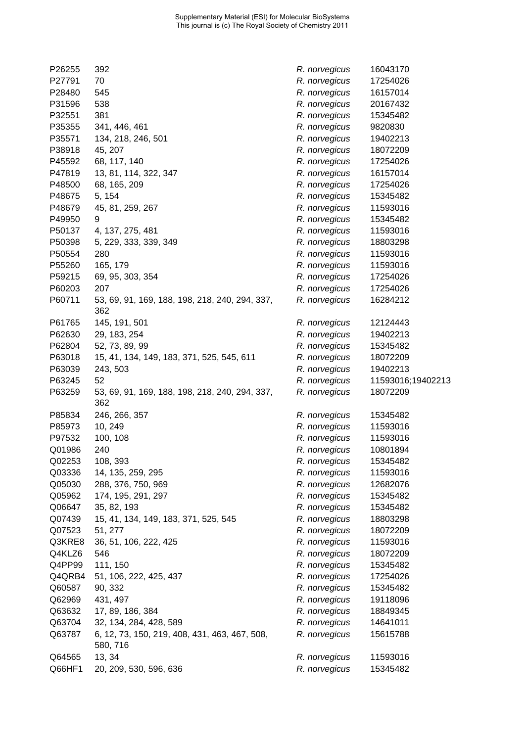| | | | |
|---|---|---|---|
| P26255 | 392 | *R. norvegicus* | 16043170 |
| P27791 | 70 | *R. norvegicus* | 17254026 |
| P28480 | 545 | *R. norvegicus* | 16157014 |
| P31596 | 538 | *R. norvegicus* | 20167432 |
| P32551 | 381 | *R. norvegicus* | 15345482 |
| P35355 | 341, 446, 461 | *R. norvegicus* | 9820830 |
| P35571 | 134, 218, 246, 501 | *R. norvegicus* | 19402213 |
| P38918 | 45, 207 | *R. norvegicus* | 18072209 |
| P45592 | 68, 117, 140 | *R. norvegicus* | 17254026 |
| P47819 | 13, 81, 114, 322, 347 | *R. norvegicus* | 16157014 |
| P48500 | 68, 165, 209 | *R. norvegicus* | 17254026 |
| P48675 | 5, 154 | *R. norvegicus* | 15345482 |
| P48679 | 45, 81, 259, 267 | *R. norvegicus* | 11593016 |
| P49950 | 9 | *R. norvegicus* | 15345482 |
| P50137 | 4, 137, 275, 481 | *R. norvegicus* | 11593016 |
| P50398 | 5, 229, 333, 339, 349 | *R. norvegicus* | 18803298 |
| P50554 | 280 | *R. norvegicus* | 11593016 |
| P55260 | 165, 179 | *R. norvegicus* | 11593016 |
| P59215 | 69, 95, 303, 354 | *R. norvegicus* | 17254026 |
| P60203 | 207 | *R. norvegicus* | 17254026 |
| P60711 | 53, 69, 91, 169, 188, 198, 218, 240, 294, 337, 362 | *R. norvegicus* | 16284212 |
| P61765 | 145, 191, 501 | *R. norvegicus* | 12124443 |
| P62630 | 29, 183, 254 | *R. norvegicus* | 19402213 |
| P62804 | 52, 73, 89, 99 | *R. norvegicus* | 15345482 |
| P63018 | 15, 41, 134, 149, 183, 371, 525, 545, 611 | *R. norvegicus* | 18072209 |
| P63039 | 243, 503 | *R. norvegicus* | 19402213 |
| P63245 | 52 | *R. norvegicus* | 11593016;19402213 |
| P63259 | 53, 69, 91, 169, 188, 198, 218, 240, 294, 337, 362 | *R. norvegicus* | 18072209 |
| P85834 | 246, 266, 357 | *R. norvegicus* | 15345482 |
| P85973 | 10, 249 | *R. norvegicus* | 11593016 |
| P97532 | 100, 108 | *R. norvegicus* | 11593016 |
| Q01986 | 240 | *R. norvegicus* | 10801894 |
| Q02253 | 108, 393 | *R. norvegicus* | 15345482 |
| Q03336 | 14, 135, 259, 295 | *R. norvegicus* | 11593016 |
| Q05030 | 288, 376, 750, 969 | *R. norvegicus* | 12682076 |
| Q05962 | 174, 195, 291, 297 | *R. norvegicus* | 15345482 |
| Q06647 | 35, 82, 193 | *R. norvegicus* | 15345482 |
| Q07439 | 15, 41, 134, 149, 183, 371, 525, 545 | *R. norvegicus* | 18803298 |
| Q07523 | 51, 277 | *R. norvegicus* | 18072209 |
| Q3KRE8 | 36, 51, 106, 222, 425 | *R. norvegicus* | 11593016 |
| Q4KLZ6 | 546 | *R. norvegicus* | 18072209 |
| Q4PP99 | 111, 150 | *R. norvegicus* | 15345482 |
| Q4QRB4 | 51, 106, 222, 425, 437 | *R. norvegicus* | 17254026 |
| Q60587 | 90, 332 | *R. norvegicus* | 15345482 |
| Q62969 | 431, 497 | *R. norvegicus* | 19118096 |
| Q63632 | 17, 89, 186, 384 | *R. norvegicus* | 18849345 |
| Q63704 | 32, 134, 284, 428, 589 | *R. norvegicus* | 14641011 |
| Q63787 | 6, 12, 73, 150, 219, 408, 431, 463, 467, 508, 580, 716 | *R. norvegicus* | 15615788 |
| Q64565 | 13, 34 | *R. norvegicus* | 11593016 |
| Q66HF1 | 20, 209, 530, 596, 636 | *R. norvegicus* | 15345482 |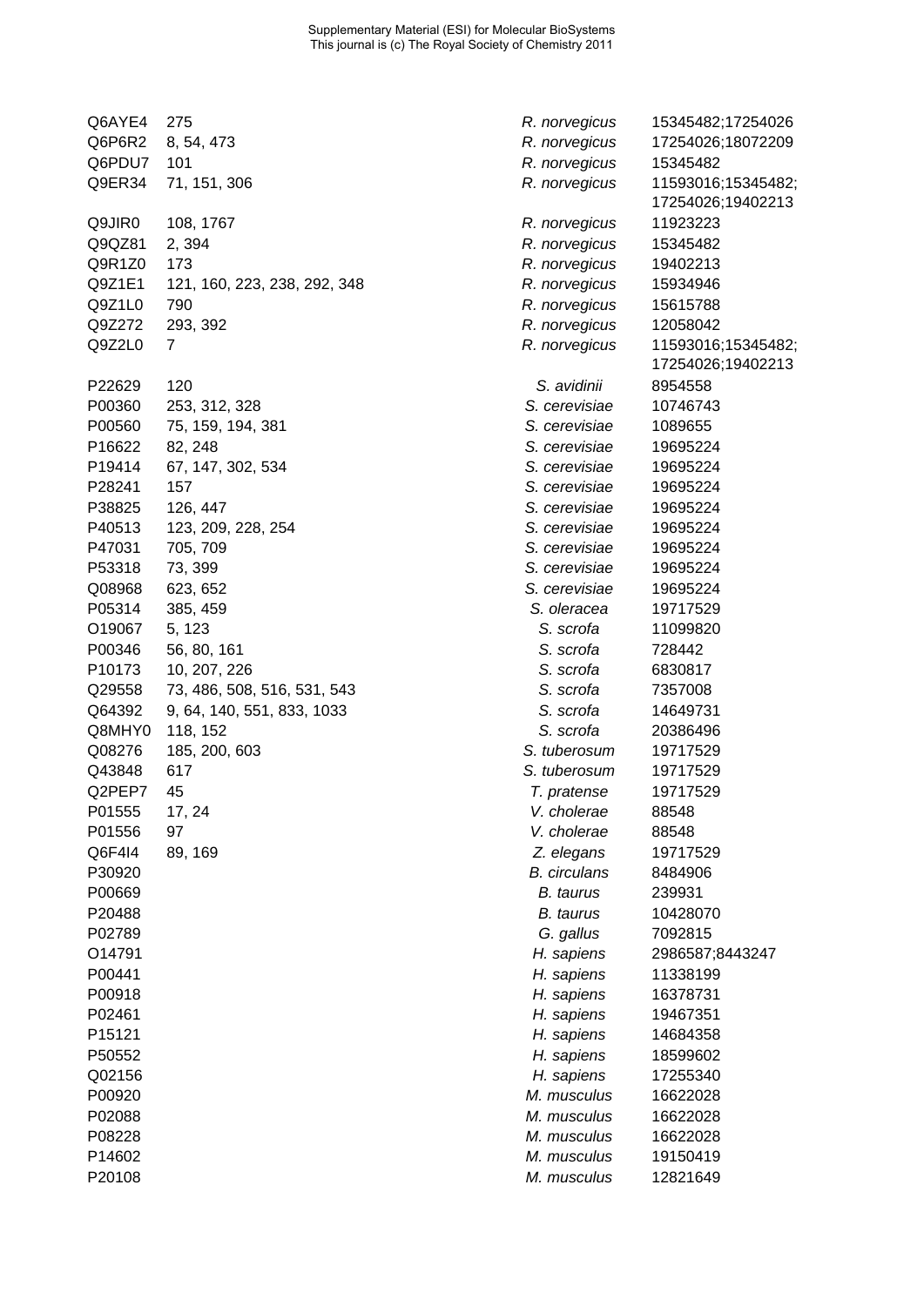| | | | |
|---|---|---|---|
| Q6AYE4 | 275 | *R. norvegicus* | 15345482;17254026 |
| Q6P6R2 | 8, 54, 473 | *R. norvegicus* | 17254026;18072209 |
| Q6PDU7 | 101 | *R. norvegicus* | 15345482 |
| Q9ER34 | 71, 151, 306 | *R. norvegicus* | 11593016;15345482; 17254026;19402213 |
| Q9JIR0 | 108, 1767 | *R. norvegicus* | 11923223 |
| Q9QZ81 | 2, 394 | *R. norvegicus* | 15345482 |
| Q9R1Z0 | 173 | *R. norvegicus* | 19402213 |
| Q9Z1E1 | 121, 160, 223, 238, 292, 348 | *R. norvegicus* | 15934946 |
| Q9Z1L0 | 790 | *R. norvegicus* | 15615788 |
| Q9Z272 | 293, 392 | *R. norvegicus* | 12058042 |
| Q9Z2L0 | 7 | *R. norvegicus* | 11593016;15345482; 17254026;19402213 |
| P22629 | 120 | *S. avidinii* | 8954558 |
| P00360 | 253, 312, 328 | *S. cerevisiae* | 10746743 |
| P00560 | 75, 159, 194, 381 | *S. cerevisiae* | 1089655 |
| P16622 | 82, 248 | *S. cerevisiae* | 19695224 |
| P19414 | 67, 147, 302, 534 | *S. cerevisiae* | 19695224 |
| P28241 | 157 | *S. cerevisiae* | 19695224 |
| P38825 | 126, 447 | *S. cerevisiae* | 19695224 |
| P40513 | 123, 209, 228, 254 | *S. cerevisiae* | 19695224 |
| P47031 | 705, 709 | *S. cerevisiae* | 19695224 |
| P53318 | 73, 399 | *S. cerevisiae* | 19695224 |
| Q08968 | 623, 652 | *S. cerevisiae* | 19695224 |
| P05314 | 385, 459 | *S. oleracea* | 19717529 |
| O19067 | 5, 123 | *S. scrofa* | 11099820 |
| P00346 | 56, 80, 161 | *S. scrofa* | 728442 |
| P10173 | 10, 207, 226 | *S. scrofa* | 6830817 |
| Q29558 | 73, 486, 508, 516, 531, 543 | *S. scrofa* | 7357008 |
| Q64392 | 9, 64, 140, 551, 833, 1033 | *S. scrofa* | 14649731 |
| Q8MHY0 | 118, 152 | *S. scrofa* | 20386496 |
| Q08276 | 185, 200, 603 | *S. tuberosum* | 19717529 |
| Q43848 | 617 | *S. tuberosum* | 19717529 |
| Q2PEP7 | 45 | *T. pratense* | 19717529 |
| P01555 | 17, 24 | *V. cholerae* | 88548 |
| P01556 | 97 | *V. cholerae* | 88548 |
| Q6F4I4 | 89, 169 | *Z. elegans* | 19717529 |
| P30920 | | *B. circulans* | 8484906 |
| P00669 | | *B. taurus* | 239931 |
| P20488 | | *B. taurus* | 10428070 |
| P02789 | | *G. gallus* | 7092815 |
| O14791 | | *H. sapiens* | 2986587;8443247 |
| P00441 | | *H. sapiens* | 11338199 |
| P00918 | | *H. sapiens* | 16378731 |
| P02461 | | *H. sapiens* | 19467351 |
| P15121 | | *H. sapiens* | 14684358 |
| P50552 | | *H. sapiens* | 18599602 |
| Q02156 | | *H. sapiens* | 17255340 |
| P00920 | | *M. musculus* | 16622028 |
| P02088 | | *M. musculus* | 16622028 |
| P08228 | | *M. musculus* | 16622028 |
| P14602 | | *M. musculus* | 19150419 |
| P20108 | | *M. musculus* | 12821649 |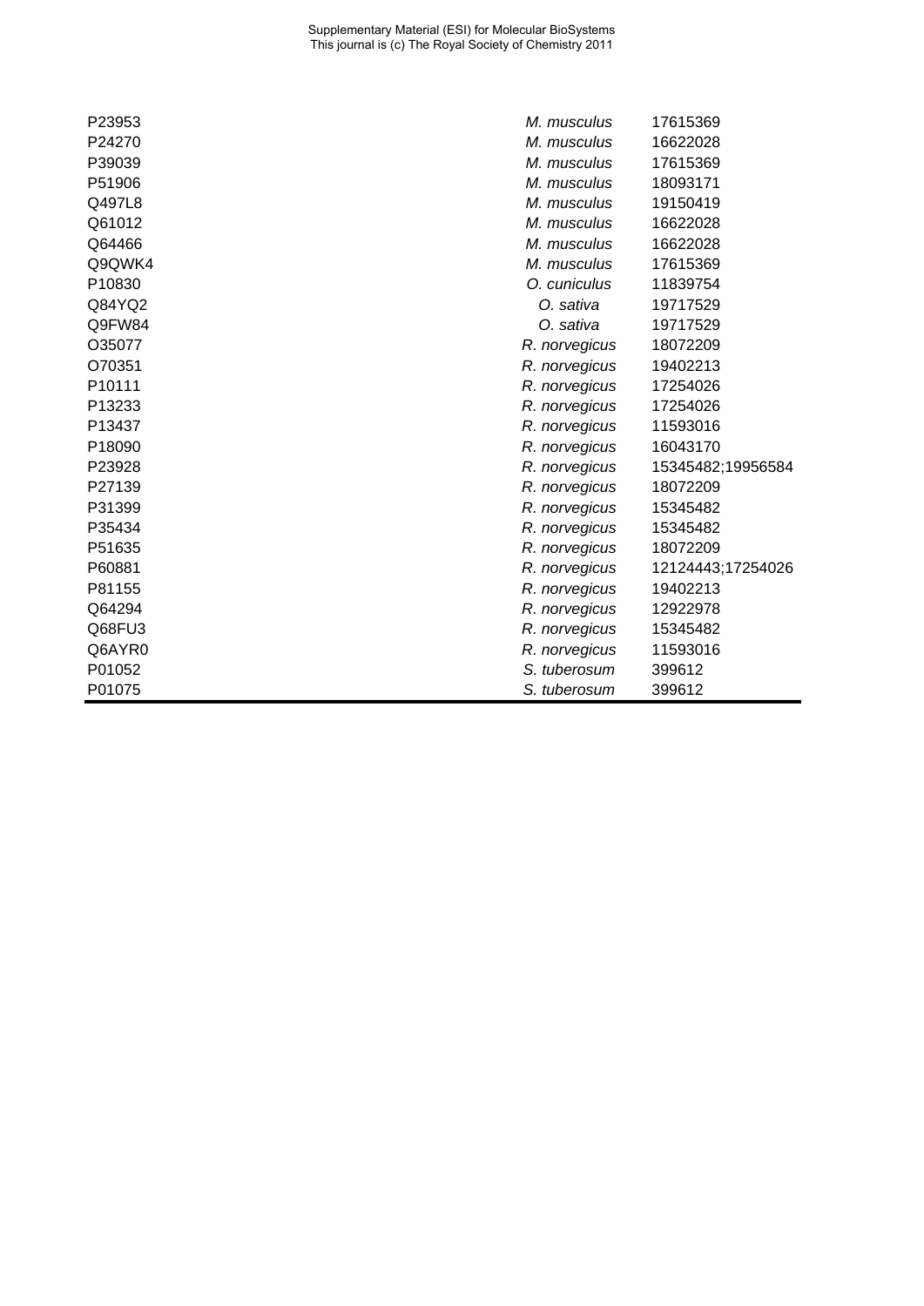| | | |
|---|---|---|
| P23953 | *M. musculus* | 17615369 |
| P24270 | *M. musculus* | 16622028 |
| P39039 | *M. musculus* | 17615369 |
| P51906 | *M. musculus* | 18093171 |
| Q497L8 | *M. musculus* | 19150419 |
| Q61012 | *M. musculus* | 16622028 |
| Q64466 | *M. musculus* | 16622028 |
| Q9QWK4 | *M. musculus* | 17615369 |
| P10830 | *O. cuniculus* | 11839754 |
| Q84YQ2 | *O. sativa* | 19717529 |
| Q9FW84 | *O. sativa* | 19717529 |
| O35077 | *R. norvegicus* | 18072209 |
| O70351 | *R. norvegicus* | 19402213 |
| P10111 | *R. norvegicus* | 17254026 |
| P13233 | *R. norvegicus* | 17254026 |
| P13437 | *R. norvegicus* | 11593016 |
| P18090 | *R. norvegicus* | 16043170 |
| P23928 | *R. norvegicus* | 15345482;19956584 |
| P27139 | *R. norvegicus* | 18072209 |
| P31399 | *R. norvegicus* | 15345482 |
| P35434 | *R. norvegicus* | 15345482 |
| P51635 | *R. norvegicus* | 18072209 |
| P60881 | *R. norvegicus* | 12124443;17254026 |
| P81155 | *R. norvegicus* | 19402213 |
| Q64294 | *R. norvegicus* | 12922978 |
| Q68FU3 | *R. norvegicus* | 15345482 |
| Q6AYR0 | *R. norvegicus* | 11593016 |
| P01052 | *S. tuberosum* | 399612 |
| P01075 | *S. tuberosum* | 399612 |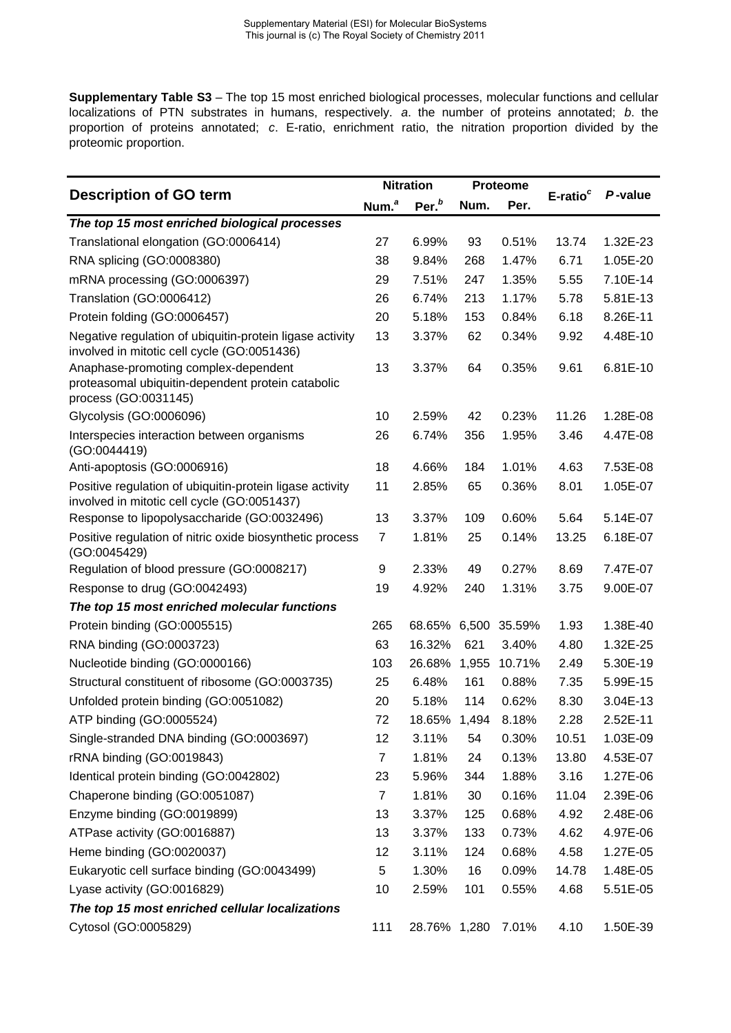**Supplementary Table S3** – The top 15 most enriched biological processes, molecular functions and cellular localizations of PTN substrates in humans, respectively. *a*. the number of proteins annotated; *b*. the proportion of proteins annotated; *c*. E-ratio, enrichment ratio, the nitration proportion divided by the proteomic proportion.

| Description of GO term | Nitration | | Proteome | | E-ratio[c] | *P*-value |
|---|---|---|---|---|---|---|
| | Num.[a] | Per.[b] | Num. | Per. | | |
| ***The top 15 most enriched biological processes*** | | | | | | |
| Translational elongation (GO:0006414) | 27 | 6.99% | 93 | 0.51% | 13.74 | 1.32E-23 |
| RNA splicing (GO:0008380) | 38 | 9.84% | 268 | 1.47% | 6.71 | 1.05E-20 |
| mRNA processing (GO:0006397) | 29 | 7.51% | 247 | 1.35% | 5.55 | 7.10E-14 |
| Translation (GO:0006412) | 26 | 6.74% | 213 | 1.17% | 5.78 | 5.81E-13 |
| Protein folding (GO:0006457) | 20 | 5.18% | 153 | 0.84% | 6.18 | 8.26E-11 |
| Negative regulation of ubiquitin-protein ligase activity involved in mitotic cell cycle (GO:0051436) | 13 | 3.37% | 62 | 0.34% | 9.92 | 4.48E-10 |
| Anaphase-promoting complex-dependent proteasomal ubiquitin-dependent protein catabolic process (GO:0031145) | 13 | 3.37% | 64 | 0.35% | 9.61 | 6.81E-10 |
| Glycolysis (GO:0006096) | 10 | 2.59% | 42 | 0.23% | 11.26 | 1.28E-08 |
| Interspecies interaction between organisms (GO:0044419) | 26 | 6.74% | 356 | 1.95% | 3.46 | 4.47E-08 |
| Anti-apoptosis (GO:0006916) | 18 | 4.66% | 184 | 1.01% | 4.63 | 7.53E-08 |
| Positive regulation of ubiquitin-protein ligase activity involved in mitotic cell cycle (GO:0051437) | 11 | 2.85% | 65 | 0.36% | 8.01 | 1.05E-07 |
| Response to lipopolysaccharide (GO:0032496) | 13 | 3.37% | 109 | 0.60% | 5.64 | 5.14E-07 |
| Positive regulation of nitric oxide biosynthetic process (GO:0045429) | 7 | 1.81% | 25 | 0.14% | 13.25 | 6.18E-07 |
| Regulation of blood pressure (GO:0008217) | 9 | 2.33% | 49 | 0.27% | 8.69 | 7.47E-07 |
| Response to drug (GO:0042493) | 19 | 4.92% | 240 | 1.31% | 3.75 | 9.00E-07 |
| ***The top 15 most enriched molecular functions*** | | | | | | |
| Protein binding (GO:0005515) | 265 | 68.65% | 6,500 | 35.59% | 1.93 | 1.38E-40 |
| RNA binding (GO:0003723) | 63 | 16.32% | 621 | 3.40% | 4.80 | 1.32E-25 |
| Nucleotide binding (GO:0000166) | 103 | 26.68% | 1,955 | 10.71% | 2.49 | 5.30E-19 |
| Structural constituent of ribosome (GO:0003735) | 25 | 6.48% | 161 | 0.88% | 7.35 | 5.99E-15 |
| Unfolded protein binding (GO:0051082) | 20 | 5.18% | 114 | 0.62% | 8.30 | 3.04E-13 |
| ATP binding (GO:0005524) | 72 | 18.65% | 1,494 | 8.18% | 2.28 | 2.52E-11 |
| Single-stranded DNA binding (GO:0003697) | 12 | 3.11% | 54 | 0.30% | 10.51 | 1.03E-09 |
| rRNA binding (GO:0019843) | 7 | 1.81% | 24 | 0.13% | 13.80 | 4.53E-07 |
| Identical protein binding (GO:0042802) | 23 | 5.96% | 344 | 1.88% | 3.16 | 1.27E-06 |
| Chaperone binding (GO:0051087) | 7 | 1.81% | 30 | 0.16% | 11.04 | 2.39E-06 |
| Enzyme binding (GO:0019899) | 13 | 3.37% | 125 | 0.68% | 4.92 | 2.48E-06 |
| ATPase activity (GO:0016887) | 13 | 3.37% | 133 | 0.73% | 4.62 | 4.97E-06 |
| Heme binding (GO:0020037) | 12 | 3.11% | 124 | 0.68% | 4.58 | 1.27E-05 |
| Eukaryotic cell surface binding (GO:0043499) | 5 | 1.30% | 16 | 0.09% | 14.78 | 1.48E-05 |
| Lyase activity (GO:0016829) | 10 | 2.59% | 101 | 0.55% | 4.68 | 5.51E-05 |
| ***The top 15 most enriched cellular localizations*** | | | | | | |
| Cytosol (GO:0005829) | 111 | 28.76% | 1,280 | 7.01% | 4.10 | 1.50E-39 |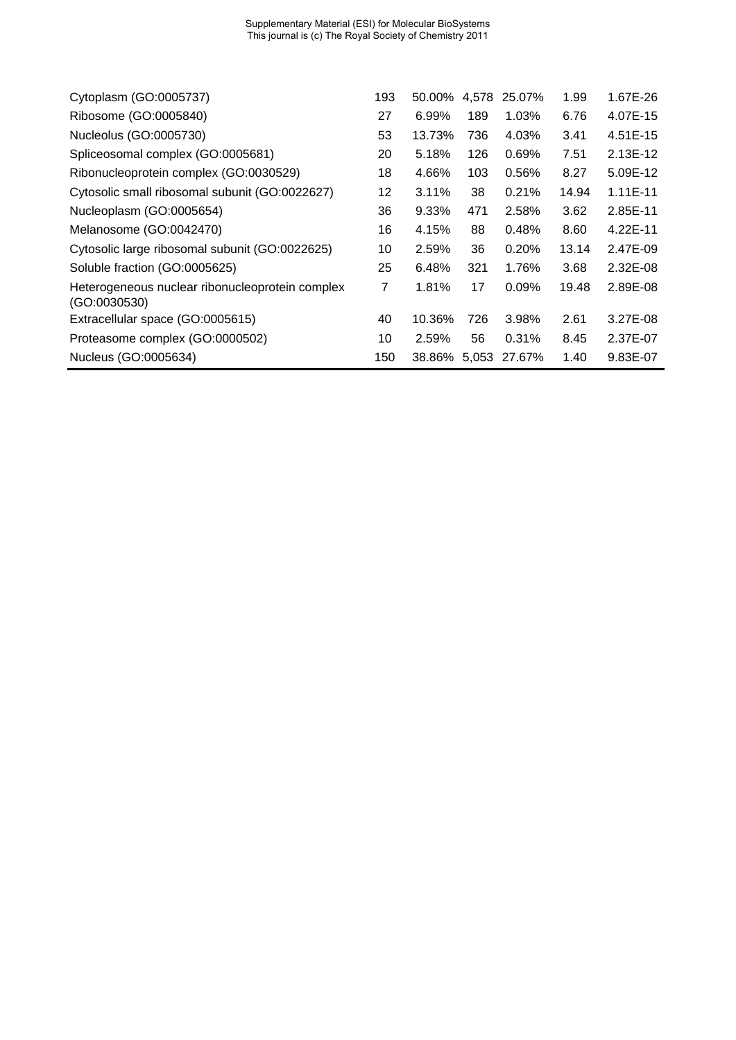| | | | | | | |
|---|---|---|---|---|---|---|
| Cytoplasm (GO:0005737) | 193 | 50.00% | 4,578 | 25.07% | 1.99 | 1.67E-26 |
| Ribosome (GO:0005840) | 27 | 6.99% | 189 | 1.03% | 6.76 | 4.07E-15 |
| Nucleolus (GO:0005730) | 53 | 13.73% | 736 | 4.03% | 3.41 | 4.51E-15 |
| Spliceosomal complex (GO:0005681) | 20 | 5.18% | 126 | 0.69% | 7.51 | 2.13E-12 |
| Ribonucleoprotein complex (GO:0030529) | 18 | 4.66% | 103 | 0.56% | 8.27 | 5.09E-12 |
| Cytosolic small ribosomal subunit (GO:0022627) | 12 | 3.11% | 38 | 0.21% | 14.94 | 1.11E-11 |
| Nucleoplasm (GO:0005654) | 36 | 9.33% | 471 | 2.58% | 3.62 | 2.85E-11 |
| Melanosome (GO:0042470) | 16 | 4.15% | 88 | 0.48% | 8.60 | 4.22E-11 |
| Cytosolic large ribosomal subunit (GO:0022625) | 10 | 2.59% | 36 | 0.20% | 13.14 | 2.47E-09 |
| Soluble fraction (GO:0005625) | 25 | 6.48% | 321 | 1.76% | 3.68 | 2.32E-08 |
| Heterogeneous nuclear ribonucleoprotein complex (GO:0030530) | 7 | 1.81% | 17 | 0.09% | 19.48 | 2.89E-08 |
| Extracellular space (GO:0005615) | 40 | 10.36% | 726 | 3.98% | 2.61 | 3.27E-08 |
| Proteasome complex (GO:0000502) | 10 | 2.59% | 56 | 0.31% | 8.45 | 2.37E-07 |
| Nucleus (GO:0005634) | 150 | 38.86% | 5,053 | 27.67% | 1.40 | 9.83E-07 |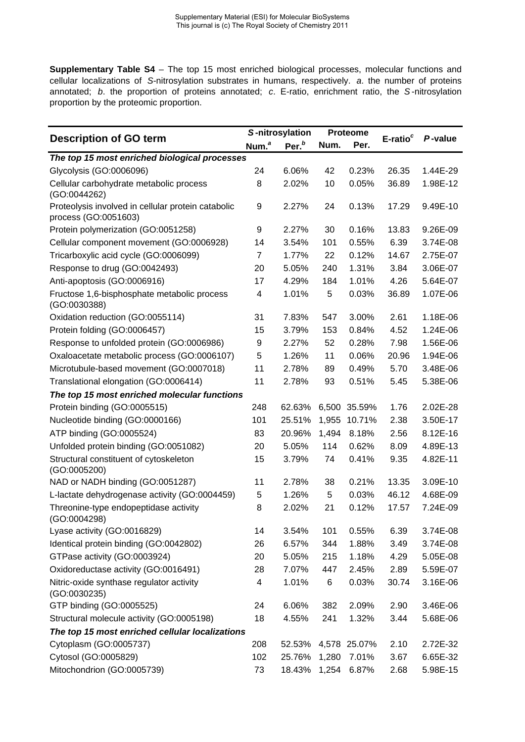**Supplementary Table S4** – The top 15 most enriched biological processes, molecular functions and cellular localizations of *S*-nitrosylation substrates in humans, respectively. *a*. the number of proteins annotated; *b*. the proportion of proteins annotated; *c*. E-ratio, enrichment ratio, the *S*-nitrosylation proportion by the proteomic proportion.

| Description of GO term | *S*-nitrosylation | | Proteome | | E-ratio[c] | *P*-value |
|---|---|---|---|---|---|---|
| | Num.[a] | Per.[b] | Num. | Per. | | |
| ***The top 15 most enriched biological processes*** | | | | | | |
| Glycolysis (GO:0006096) | 24 | 6.06% | 42 | 0.23% | 26.35 | 1.44E-29 |
| Cellular carbohydrate metabolic process (GO:0044262) | 8 | 2.02% | 10 | 0.05% | 36.89 | 1.98E-12 |
| Proteolysis involved in cellular protein catabolic process (GO:0051603) | 9 | 2.27% | 24 | 0.13% | 17.29 | 9.49E-10 |
| Protein polymerization (GO:0051258) | 9 | 2.27% | 30 | 0.16% | 13.83 | 9.26E-09 |
| Cellular component movement (GO:0006928) | 14 | 3.54% | 101 | 0.55% | 6.39 | 3.74E-08 |
| Tricarboxylic acid cycle (GO:0006099) | 7 | 1.77% | 22 | 0.12% | 14.67 | 2.75E-07 |
| Response to drug (GO:0042493) | 20 | 5.05% | 240 | 1.31% | 3.84 | 3.06E-07 |
| Anti-apoptosis (GO:0006916) | 17 | 4.29% | 184 | 1.01% | 4.26 | 5.64E-07 |
| Fructose 1,6-bisphosphate metabolic process (GO:0030388) | 4 | 1.01% | 5 | 0.03% | 36.89 | 1.07E-06 |
| Oxidation reduction (GO:0055114) | 31 | 7.83% | 547 | 3.00% | 2.61 | 1.18E-06 |
| Protein folding (GO:0006457) | 15 | 3.79% | 153 | 0.84% | 4.52 | 1.24E-06 |
| Response to unfolded protein (GO:0006986) | 9 | 2.27% | 52 | 0.28% | 7.98 | 1.56E-06 |
| Oxaloacetate metabolic process (GO:0006107) | 5 | 1.26% | 11 | 0.06% | 20.96 | 1.94E-06 |
| Microtubule-based movement (GO:0007018) | 11 | 2.78% | 89 | 0.49% | 5.70 | 3.48E-06 |
| Translational elongation (GO:0006414) | 11 | 2.78% | 93 | 0.51% | 5.45 | 5.38E-06 |
| ***The top 15 most enriched molecular functions*** | | | | | | |
| Protein binding (GO:0005515) | 248 | 62.63% | 6,500 | 35.59% | 1.76 | 2.02E-28 |
| Nucleotide binding (GO:0000166) | 101 | 25.51% | 1,955 | 10.71% | 2.38 | 3.50E-17 |
| ATP binding (GO:0005524) | 83 | 20.96% | 1,494 | 8.18% | 2.56 | 8.12E-16 |
| Unfolded protein binding (GO:0051082) | 20 | 5.05% | 114 | 0.62% | 8.09 | 4.89E-13 |
| Structural constituent of cytoskeleton (GO:0005200) | 15 | 3.79% | 74 | 0.41% | 9.35 | 4.82E-11 |
| NAD or NADH binding (GO:0051287) | 11 | 2.78% | 38 | 0.21% | 13.35 | 3.09E-10 |
| L-lactate dehydrogenase activity (GO:0004459) | 5 | 1.26% | 5 | 0.03% | 46.12 | 4.68E-09 |
| Threonine-type endopeptidase activity (GO:0004298) | 8 | 2.02% | 21 | 0.12% | 17.57 | 7.24E-09 |
| Lyase activity (GO:0016829) | 14 | 3.54% | 101 | 0.55% | 6.39 | 3.74E-08 |
| Identical protein binding (GO:0042802) | 26 | 6.57% | 344 | 1.88% | 3.49 | 3.74E-08 |
| GTPase activity (GO:0003924) | 20 | 5.05% | 215 | 1.18% | 4.29 | 5.05E-08 |
| Oxidoreductase activity (GO:0016491) | 28 | 7.07% | 447 | 2.45% | 2.89 | 5.59E-07 |
| Nitric-oxide synthase regulator activity (GO:0030235) | 4 | 1.01% | 6 | 0.03% | 30.74 | 3.16E-06 |
| GTP binding (GO:0005525) | 24 | 6.06% | 382 | 2.09% | 2.90 | 3.46E-06 |
| Structural molecule activity (GO:0005198) | 18 | 4.55% | 241 | 1.32% | 3.44 | 5.68E-06 |
| ***The top 15 most enriched cellular localizations*** | | | | | | |
| Cytoplasm (GO:0005737) | 208 | 52.53% | 4,578 | 25.07% | 2.10 | 2.72E-32 |
| Cytosol (GO:0005829) | 102 | 25.76% | 1,280 | 7.01% | 3.67 | 6.65E-32 |
| Mitochondrion (GO:0005739) | 73 | 18.43% | 1,254 | 6.87% | 2.68 | 5.98E-15 |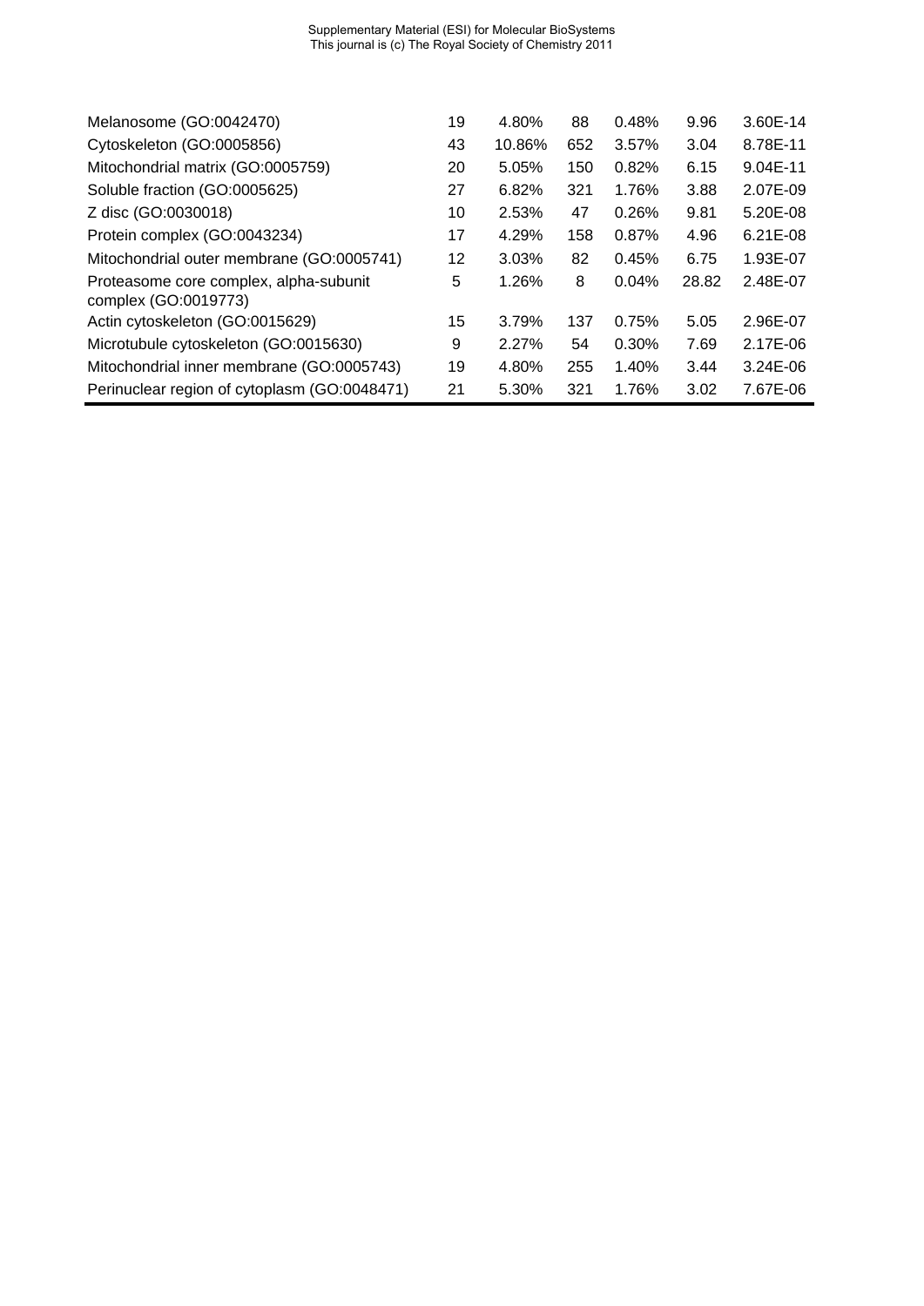| | | | | | | |
|---|---|---|---|---|---|---|
| Melanosome (GO:0042470) | 19 | 4.80% | 88 | 0.48% | 9.96 | 3.60E-14 |
| Cytoskeleton (GO:0005856) | 43 | 10.86% | 652 | 3.57% | 3.04 | 8.78E-11 |
| Mitochondrial matrix (GO:0005759) | 20 | 5.05% | 150 | 0.82% | 6.15 | 9.04E-11 |
| Soluble fraction (GO:0005625) | 27 | 6.82% | 321 | 1.76% | 3.88 | 2.07E-09 |
| Z disc (GO:0030018) | 10 | 2.53% | 47 | 0.26% | 9.81 | 5.20E-08 |
| Protein complex (GO:0043234) | 17 | 4.29% | 158 | 0.87% | 4.96 | 6.21E-08 |
| Mitochondrial outer membrane (GO:0005741) | 12 | 3.03% | 82 | 0.45% | 6.75 | 1.93E-07 |
| Proteasome core complex, alpha-subunit complex (GO:0019773) | 5 | 1.26% | 8 | 0.04% | 28.82 | 2.48E-07 |
| Actin cytoskeleton (GO:0015629) | 15 | 3.79% | 137 | 0.75% | 5.05 | 2.96E-07 |
| Microtubule cytoskeleton (GO:0015630) | 9 | 2.27% | 54 | 0.30% | 7.69 | 2.17E-06 |
| Mitochondrial inner membrane (GO:0005743) | 19 | 4.80% | 255 | 1.40% | 3.44 | 3.24E-06 |
| Perinuclear region of cytoplasm (GO:0048471) | 21 | 5.30% | 321 | 1.76% | 3.02 | 7.67E-06 |